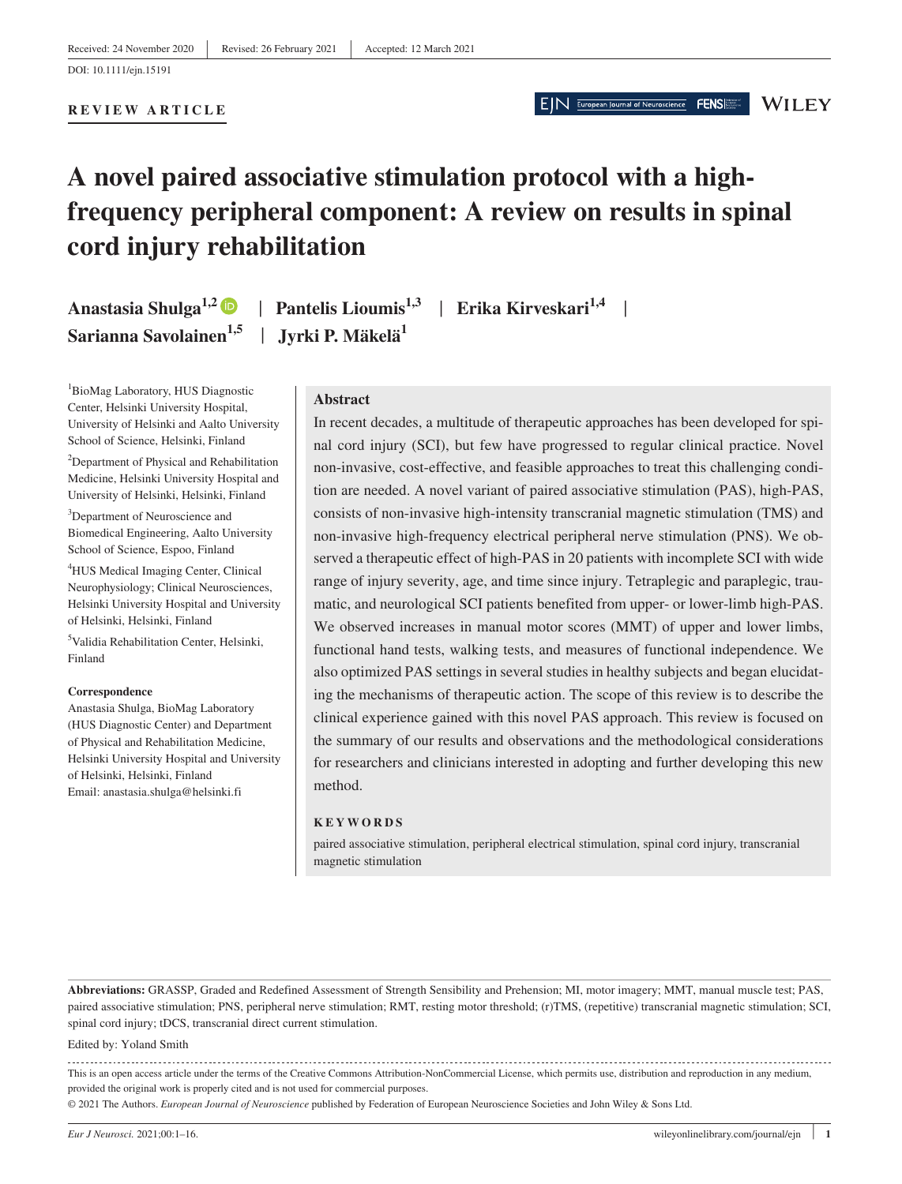Received: 24 November 2020 | Revised: 26 February 2021 | Accepted: 12 March 2021

DOI: 10.1111/ejn.15191

**REVIEW ARTICLE**

# A novel paired associative stimulation protocol with a high-frequency peripheral component: A review on results in spinal cord injury rehabilitation

**Anastasia Shulga**[1,2] | **Pantelis Lioumis**[1,3] | **Erika Kirveskari**[1,4] | **Sarianna Savolainen**[1,5] | **Jyrki P. Mäkelä**[1]

[1]BioMag Laboratory, HUS Diagnostic Center, Helsinki University Hospital, University of Helsinki and Aalto University School of Science, Helsinki, Finland

[2]Department of Physical and Rehabilitation Medicine, Helsinki University Hospital and University of Helsinki, Helsinki, Finland

[3]Department of Neuroscience and Biomedical Engineering, Aalto University School of Science, Espoo, Finland

[4]HUS Medical Imaging Center, Clinical Neurophysiology; Clinical Neurosciences, Helsinki University Hospital and University of Helsinki, Helsinki, Finland

[5]Validia Rehabilitation Center, Helsinki, Finland

**Correspondence**

Anastasia Shulga, BioMag Laboratory (HUS Diagnostic Center) and Department of Physical and Rehabilitation Medicine, Helsinki University Hospital and University of Helsinki, Helsinki, Finland
Email: anastasia.shulga@helsinki.fi

## Abstract

In recent decades, a multitude of therapeutic approaches has been developed for spinal cord injury (SCI), but few have progressed to regular clinical practice. Novel non-invasive, cost-effective, and feasible approaches to treat this challenging condition are needed. A novel variant of paired associative stimulation (PAS), high-PAS, consists of non-invasive high-intensity transcranial magnetic stimulation (TMS) and non-invasive high-frequency electrical peripheral nerve stimulation (PNS). We observed a therapeutic effect of high-PAS in 20 patients with incomplete SCI with wide range of injury severity, age, and time since injury. Tetraplegic and paraplegic, traumatic, and neurological SCI patients benefited from upper- or lower-limb high-PAS. We observed increases in manual motor scores (MMT) of upper and lower limbs, functional hand tests, walking tests, and measures of functional independence. We also optimized PAS settings in several studies in healthy subjects and began elucidating the mechanisms of therapeutic action. The scope of this review is to describe the clinical experience gained with this novel PAS approach. This review is focused on the summary of our results and observations and the methodological considerations for researchers and clinicians interested in adopting and further developing this new method.

**KEYWORDS**

paired associative stimulation, peripheral electrical stimulation, spinal cord injury, transcranial magnetic stimulation

---

**Abbreviations:** GRASSP, Graded and Redefined Assessment of Strength Sensibility and Prehension; MI, motor imagery; MMT, manual muscle test; PAS, paired associative stimulation; PNS, peripheral nerve stimulation; RMT, resting motor threshold; (r)TMS, (repetitive) transcranial magnetic stimulation; SCI, spinal cord injury; tDCS, transcranial direct current stimulation.

Edited by: Yoland Smith

This is an open access article under the terms of the Creative Commons Attribution-NonCommercial License, which permits use, distribution and reproduction in any medium, provided the original work is properly cited and is not used for commercial purposes.

© 2021 The Authors. *European Journal of Neuroscience* published by Federation of European Neuroscience Societies and John Wiley & Sons Ltd.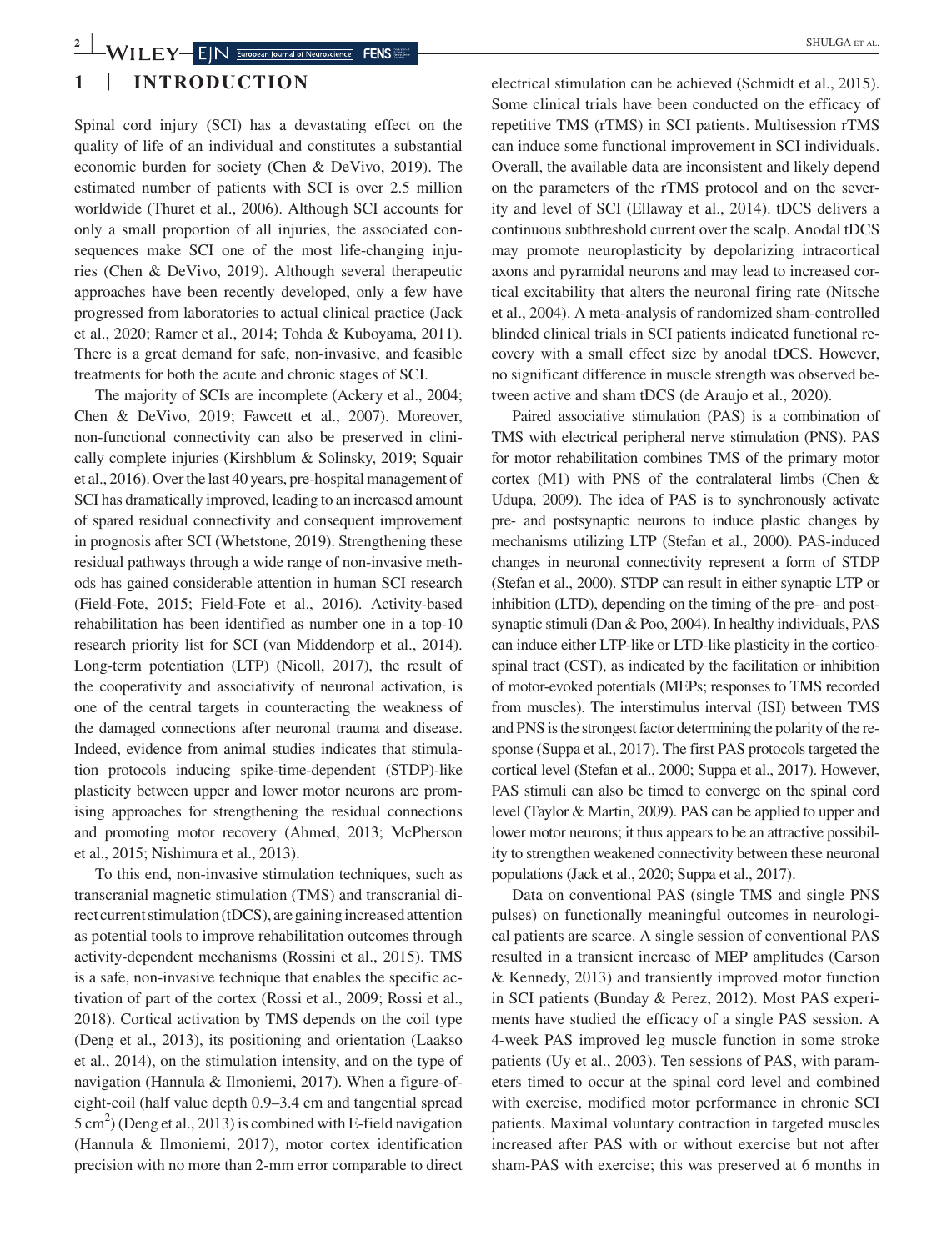# 1 | INTRODUCTION

Spinal cord injury (SCI) has a devastating effect on the quality of life of an individual and constitutes a substantial economic burden for society (Chen & DeVivo, 2019). The estimated number of patients with SCI is over 2.5 million worldwide (Thuret et al., 2006). Although SCI accounts for only a small proportion of all injuries, the associated consequences make SCI one of the most life-changing injuries (Chen & DeVivo, 2019). Although several therapeutic approaches have been recently developed, only a few have progressed from laboratories to actual clinical practice (Jack et al., 2020; Ramer et al., 2014; Tohda & Kuboyama, 2011). There is a great demand for safe, non-invasive, and feasible treatments for both the acute and chronic stages of SCI.

The majority of SCIs are incomplete (Ackery et al., 2004; Chen & DeVivo, 2019; Fawcett et al., 2007). Moreover, non-functional connectivity can also be preserved in clinically complete injuries (Kirshblum & Solinsky, 2019; Squair et al., 2016). Over the last 40 years, pre-hospital management of SCI has dramatically improved, leading to an increased amount of spared residual connectivity and consequent improvement in prognosis after SCI (Whetstone, 2019). Strengthening these residual pathways through a wide range of non-invasive methods has gained considerable attention in human SCI research (Field-Fote, 2015; Field-Fote et al., 2016). Activity-based rehabilitation has been identified as number one in a top-10 research priority list for SCI (van Middendorp et al., 2014). Long-term potentiation (LTP) (Nicoll, 2017), the result of the cooperativity and associativity of neuronal activation, is one of the central targets in counteracting the weakness of the damaged connections after neuronal trauma and disease. Indeed, evidence from animal studies indicates that stimulation protocols inducing spike-time-dependent (STDP)-like plasticity between upper and lower motor neurons are promising approaches for strengthening the residual connections and promoting motor recovery (Ahmed, 2013; McPherson et al., 2015; Nishimura et al., 2013).

To this end, non-invasive stimulation techniques, such as transcranial magnetic stimulation (TMS) and transcranial direct current stimulation (tDCS), are gaining increased attention as potential tools to improve rehabilitation outcomes through activity-dependent mechanisms (Rossini et al., 2015). TMS is a safe, non-invasive technique that enables the specific activation of part of the cortex (Rossi et al., 2009; Rossi et al., 2018). Cortical activation by TMS depends on the coil type (Deng et al., 2013), its positioning and orientation (Laakso et al., 2014), on the stimulation intensity, and on the type of navigation (Hannula & Ilmoniemi, 2017). When a figure-of-eight-coil (half value depth 0.9–3.4 cm and tangential spread 5 $cm^2$) (Deng et al., 2013) is combined with E-field navigation (Hannula & Ilmoniemi, 2017), motor cortex identification precision with no more than 2-mm error comparable to direct electrical stimulation can be achieved (Schmidt et al., 2015). Some clinical trials have been conducted on the efficacy of repetitive TMS (rTMS) in SCI patients. Multisession rTMS can induce some functional improvement in SCI individuals. Overall, the available data are inconsistent and likely depend on the parameters of the rTMS protocol and on the severity and level of SCI (Ellaway et al., 2014). tDCS delivers a continuous subthreshold current over the scalp. Anodal tDCS may promote neuroplasticity by depolarizing intracortical axons and pyramidal neurons and may lead to increased cortical excitability that alters the neuronal firing rate (Nitsche et al., 2004). A meta-analysis of randomized sham-controlled blinded clinical trials in SCI patients indicated functional recovery with a small effect size by anodal tDCS. However, no significant difference in muscle strength was observed between active and sham tDCS (de Araujo et al., 2020).

Paired associative stimulation (PAS) is a combination of TMS with electrical peripheral nerve stimulation (PNS). PAS for motor rehabilitation combines TMS of the primary motor cortex (M1) with PNS of the contralateral limbs (Chen & Udupa, 2009). The idea of PAS is to synchronously activate pre- and postsynaptic neurons to induce plastic changes by mechanisms utilizing LTP (Stefan et al., 2000). PAS-induced changes in neuronal connectivity represent a form of STDP (Stefan et al., 2000). STDP can result in either synaptic LTP or inhibition (LTD), depending on the timing of the pre- and postsynaptic stimuli (Dan & Poo, 2004). In healthy individuals, PAS can induce either LTP-like or LTD-like plasticity in the corticospinal tract (CST), as indicated by the facilitation or inhibition of motor-evoked potentials (MEPs; responses to TMS recorded from muscles). The interstimulus interval (ISI) between TMS and PNS is the strongest factor determining the polarity of the response (Suppa et al., 2017). The first PAS protocols targeted the cortical level (Stefan et al., 2000; Suppa et al., 2017). However, PAS stimuli can also be timed to converge on the spinal cord level (Taylor & Martin, 2009). PAS can be applied to upper and lower motor neurons; it thus appears to be an attractive possibility to strengthen weakened connectivity between these neuronal populations (Jack et al., 2020; Suppa et al., 2017).

Data on conventional PAS (single TMS and single PNS pulses) on functionally meaningful outcomes in neurological patients are scarce. A single session of conventional PAS resulted in a transient increase of MEP amplitudes (Carson & Kennedy, 2013) and transiently improved motor function in SCI patients (Bunday & Perez, 2012). Most PAS experiments have studied the efficacy of a single PAS session. A 4-week PAS improved leg muscle function in some stroke patients (Uy et al., 2003). Ten sessions of PAS, with parameters timed to occur at the spinal cord level and combined with exercise, modified motor performance in chronic SCI patients. Maximal voluntary contraction in targeted muscles increased after PAS with or without exercise but not after sham-PAS with exercise; this was preserved at 6 months in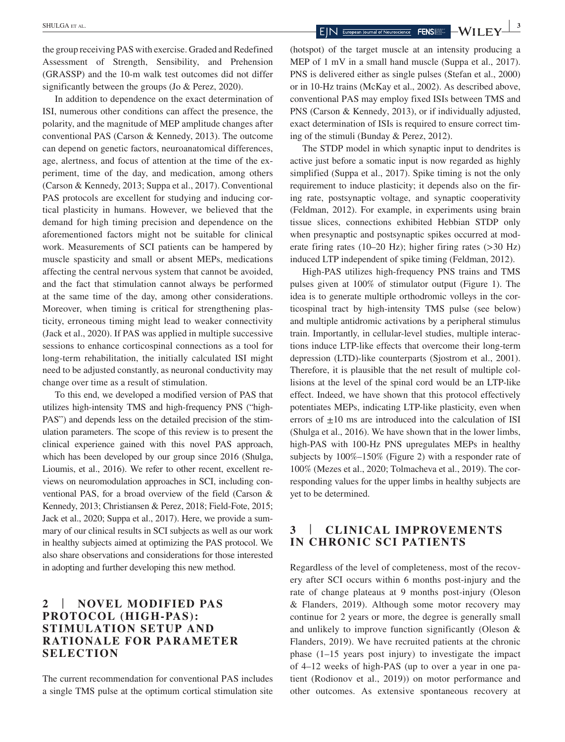the group receiving PAS with exercise. Graded and Redefined Assessment of Strength, Sensibility, and Prehension (GRASSP) and the 10-m walk test outcomes did not differ significantly between the groups (Jo & Perez, 2020).

In addition to dependence on the exact determination of ISI, numerous other conditions can affect the presence, the polarity, and the magnitude of MEP amplitude changes after conventional PAS (Carson & Kennedy, 2013). The outcome can depend on genetic factors, neuroanatomical differences, age, alertness, and focus of attention at the time of the experiment, time of the day, and medication, among others (Carson & Kennedy, 2013; Suppa et al., 2017). Conventional PAS protocols are excellent for studying and inducing cortical plasticity in humans. However, we believed that the demand for high timing precision and dependence on the aforementioned factors might not be suitable for clinical work. Measurements of SCI patients can be hampered by muscle spasticity and small or absent MEPs, medications affecting the central nervous system that cannot be avoided, and the fact that stimulation cannot always be performed at the same time of the day, among other considerations. Moreover, when timing is critical for strengthening plasticity, erroneous timing might lead to weaker connectivity (Jack et al., 2020). If PAS was applied in multiple successive sessions to enhance corticospinal connections as a tool for long-term rehabilitation, the initially calculated ISI might need to be adjusted constantly, as neuronal conductivity may change over time as a result of stimulation.

To this end, we developed a modified version of PAS that utilizes high-intensity TMS and high-frequency PNS ("high-PAS") and depends less on the detailed precision of the stimulation parameters. The scope of this review is to present the clinical experience gained with this novel PAS approach, which has been developed by our group since 2016 (Shulga, Lioumis, et al., 2016). We refer to other recent, excellent reviews on neuromodulation approaches in SCI, including conventional PAS, for a broad overview of the field (Carson & Kennedy, 2013; Christiansen & Perez, 2018; Field-Fote, 2015; Jack et al., 2020; Suppa et al., 2017). Here, we provide a summary of our clinical results in SCI subjects as well as our work in healthy subjects aimed at optimizing the PAS protocol. We also share observations and considerations for those interested in adopting and further developing this new method.

## 2 | NOVEL MODIFIED PAS PROTOCOL (HIGH-PAS): STIMULATION SETUP AND RATIONALE FOR PARAMETER SELECTION

The current recommendation for conventional PAS includes a single TMS pulse at the optimum cortical stimulation site (hotspot) of the target muscle at an intensity producing a MEP of 1 mV in a small hand muscle (Suppa et al., 2017). PNS is delivered either as single pulses (Stefan et al., 2000) or in 10-Hz trains (McKay et al., 2002). As described above, conventional PAS may employ fixed ISIs between TMS and PNS (Carson & Kennedy, 2013), or if individually adjusted, exact determination of ISIs is required to ensure correct timing of the stimuli (Bunday & Perez, 2012).

The STDP model in which synaptic input to dendrites is active just before a somatic input is now regarded as highly simplified (Suppa et al., 2017). Spike timing is not the only requirement to induce plasticity; it depends also on the firing rate, postsynaptic voltage, and synaptic cooperativity (Feldman, 2012). For example, in experiments using brain tissue slices, connections exhibited Hebbian STDP only when presynaptic and postsynaptic spikes occurred at moderate firing rates (10–20 Hz); higher firing rates (>30 Hz) induced LTP independent of spike timing (Feldman, 2012).

High-PAS utilizes high-frequency PNS trains and TMS pulses given at 100% of stimulator output (Figure 1). The idea is to generate multiple orthodromic volleys in the corticospinal tract by high-intensity TMS pulse (see below) and multiple antidromic activations by a peripheral stimulus train. Importantly, in cellular-level studies, multiple interactions induce LTP-like effects that overcome their long-term depression (LTD)-like counterparts (Sjostrom et al., 2001). Therefore, it is plausible that the net result of multiple collisions at the level of the spinal cord would be an LTP-like effect. Indeed, we have shown that this protocol effectively potentiates MEPs, indicating LTP-like plasticity, even when errors of $\pm 10$ ms are introduced into the calculation of ISI (Shulga et al., 2016). We have shown that in the lower limbs, high-PAS with 100-Hz PNS upregulates MEPs in healthy subjects by 100%–150% (Figure 2) with a responder rate of 100% (Mezes et al., 2020; Tolmacheva et al., 2019). The corresponding values for the upper limbs in healthy subjects are yet to be determined.

## 3 | CLINICAL IMPROVEMENTS IN CHRONIC SCI PATIENTS

Regardless of the level of completeness, most of the recovery after SCI occurs within 6 months post-injury and the rate of change plateaus at 9 months post-injury (Oleson & Flanders, 2019). Although some motor recovery may continue for 2 years or more, the degree is generally small and unlikely to improve function significantly (Oleson & Flanders, 2019). We have recruited patients at the chronic phase (1–15 years post injury) to investigate the impact of 4–12 weeks of high-PAS (up to over a year in one patient (Rodionov et al., 2019)) on motor performance and other outcomes. As extensive spontaneous recovery at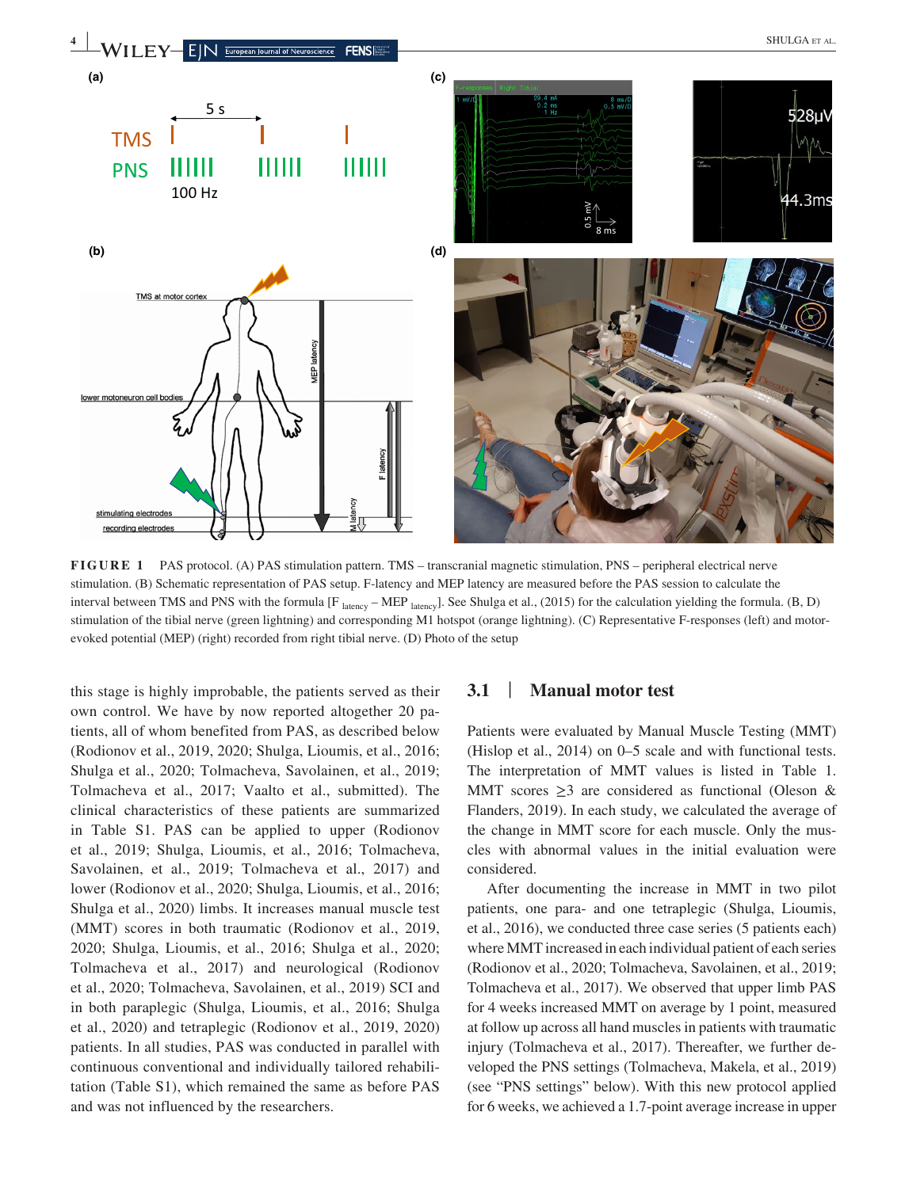**FIGURE 1** PAS protocol. (A) PAS stimulation pattern. TMS – transcranial magnetic stimulation, PNS – peripheral electrical nerve stimulation. (B) Schematic representation of PAS setup. F-latency and MEP latency are measured before the PAS session to calculate the interval between TMS and PNS with the formula [$F_{latency} - MEP_{latency}$]. See Shulga et al., (2015) for the calculation yielding the formula. (B, D) stimulation of the tibial nerve (green lightning) and corresponding M1 hotspot (orange lightning). (C) Representative F-responses (left) and motor-evoked potential (MEP) (right) recorded from right tibial nerve. (D) Photo of the setup

this stage is highly improbable, the patients served as their own control. We have by now reported altogether 20 patients, all of whom benefited from PAS, as described below (Rodionov et al., 2019, 2020; Shulga, Lioumis, et al., 2016; Shulga et al., 2020; Tolmacheva, Savolainen, et al., 2019; Tolmacheva et al., 2017; Vaalto et al., submitted). The clinical characteristics of these patients are summarized in Table S1. PAS can be applied to upper (Rodionov et al., 2019; Shulga, Lioumis, et al., 2016; Tolmacheva, Savolainen, et al., 2019; Tolmacheva et al., 2017) and lower (Rodionov et al., 2020; Shulga, Lioumis, et al., 2016; Shulga et al., 2020) limbs. It increases manual muscle test (MMT) scores in both traumatic (Rodionov et al., 2019, 2020; Shulga, Lioumis, et al., 2016; Shulga et al., 2020; Tolmacheva et al., 2017) and neurological (Rodionov et al., 2020; Tolmacheva, Savolainen, et al., 2019) SCI and in both paraplegic (Shulga, Lioumis, et al., 2016; Shulga et al., 2020) and tetraplegic (Rodionov et al., 2019, 2020) patients. In all studies, PAS was conducted in parallel with continuous conventional and individually tailored rehabilitation (Table S1), which remained the same as before PAS and was not influenced by the researchers.

### 3.1 | Manual motor test

Patients were evaluated by Manual Muscle Testing (MMT) (Hislop et al., 2014) on 0–5 scale and with functional tests. The interpretation of MMT values is listed in Table 1. MMT scores ≥3 are considered as functional (Oleson & Flanders, 2019). In each study, we calculated the average of the change in MMT score for each muscle. Only the muscles with abnormal values in the initial evaluation were considered.

After documenting the increase in MMT in two pilot patients, one para- and one tetraplegic (Shulga, Lioumis, et al., 2016), we conducted three case series (5 patients each) where MMT increased in each individual patient of each series (Rodionov et al., 2020; Tolmacheva, Savolainen, et al., 2019; Tolmacheva et al., 2017). We observed that upper limb PAS for 4 weeks increased MMT on average by 1 point, measured at follow up across all hand muscles in patients with traumatic injury (Tolmacheva et al., 2017). Thereafter, we further developed the PNS settings (Tolmacheva, Makela, et al., 2019) (see "PNS settings" below). With this new protocol applied for 6 weeks, we achieved a 1.7-point average increase in upper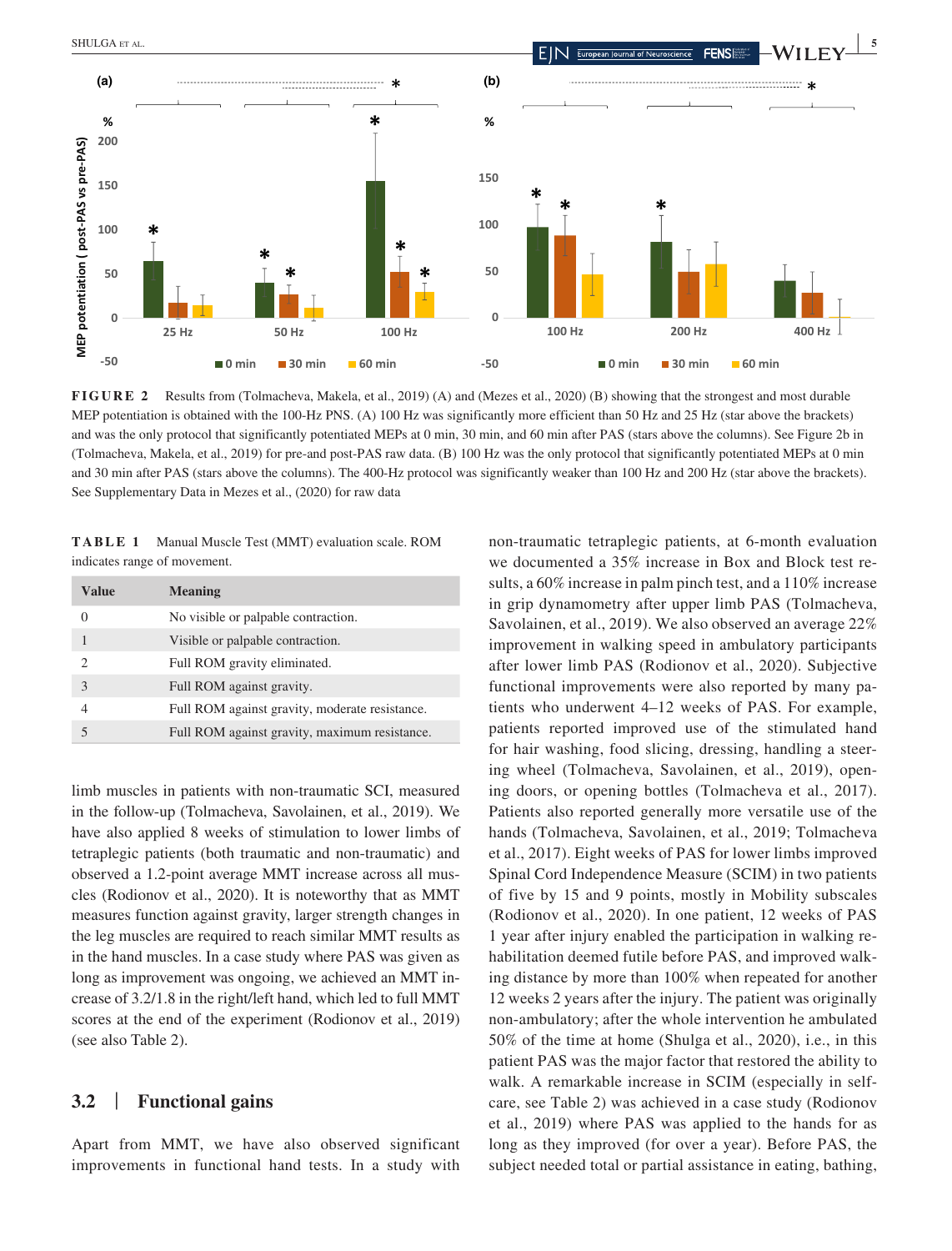FIGURE 2 Results from (Tolmacheva, Makela, et al., 2019) (A) and (Mezes et al., 2020) (B) showing that the strongest and most durable MEP potentiation is obtained with the 100-Hz PNS. (A) 100 Hz was significantly more efficient than 50 Hz and 25 Hz (star above the brackets) and was the only protocol that significantly potentiated MEPs at 0 min, 30 min, and 60 min after PAS (stars above the columns). See Figure 2b in (Tolmacheva, Makela, et al., 2019) for pre-and post-PAS raw data. (B) 100 Hz was the only protocol that significantly potentiated MEPs at 0 min and 30 min after PAS (stars above the columns). The 400-Hz protocol was significantly weaker than 100 Hz and 200 Hz (star above the brackets). See Supplementary Data in Mezes et al., (2020) for raw data

**TABLE 1** Manual Muscle Test (MMT) evaluation scale. ROM indicates range of movement.

| Value | Meaning |
|---|---|
| 0 | No visible or palpable contraction. |
| 1 | Visible or palpable contraction. |
| 2 | Full ROM gravity eliminated. |
| 3 | Full ROM against gravity. |
| 4 | Full ROM against gravity, moderate resistance. |
| 5 | Full ROM against gravity, maximum resistance. |

limb muscles in patients with non-traumatic SCI, measured in the follow-up (Tolmacheva, Savolainen, et al., 2019). We have also applied 8 weeks of stimulation to lower limbs of tetraplegic patients (both traumatic and non-traumatic) and observed a 1.2-point average MMT increase across all muscles (Rodionov et al., 2020). It is noteworthy that as MMT measures function against gravity, larger strength changes in the leg muscles are required to reach similar MMT results as in the hand muscles. In a case study where PAS was given as long as improvement was ongoing, we achieved an MMT increase of 3.2/1.8 in the right/left hand, which led to full MMT scores at the end of the experiment (Rodionov et al., 2019) (see also Table 2).

## 3.2 | Functional gains

Apart from MMT, we have also observed significant improvements in functional hand tests. In a study with non-traumatic tetraplegic patients, at 6-month evaluation we documented a 35% increase in Box and Block test results, a 60% increase in palm pinch test, and a 110% increase in grip dynamometry after upper limb PAS (Tolmacheva, Savolainen, et al., 2019). We also observed an average 22% improvement in walking speed in ambulatory participants after lower limb PAS (Rodionov et al., 2020). Subjective functional improvements were also reported by many patients who underwent 4–12 weeks of PAS. For example, patients reported improved use of the stimulated hand for hair washing, food slicing, dressing, handling a steering wheel (Tolmacheva, Savolainen, et al., 2019), opening doors, or opening bottles (Tolmacheva et al., 2017). Patients also reported generally more versatile use of the hands (Tolmacheva, Savolainen, et al., 2019; Tolmacheva et al., 2017). Eight weeks of PAS for lower limbs improved Spinal Cord Independence Measure (SCIM) in two patients of five by 15 and 9 points, mostly in Mobility subscales (Rodionov et al., 2020). In one patient, 12 weeks of PAS 1 year after injury enabled the participation in walking rehabilitation deemed futile before PAS, and improved walking distance by more than 100% when repeated for another 12 weeks 2 years after the injury. The patient was originally non-ambulatory; after the whole intervention he ambulated 50% of the time at home (Shulga et al., 2020), i.e., in this patient PAS was the major factor that restored the ability to walk. A remarkable increase in SCIM (especially in self-care, see Table 2) was achieved in a case study (Rodionov et al., 2019) where PAS was applied to the hands for as long as they improved (for over a year). Before PAS, the subject needed total or partial assistance in eating, bathing,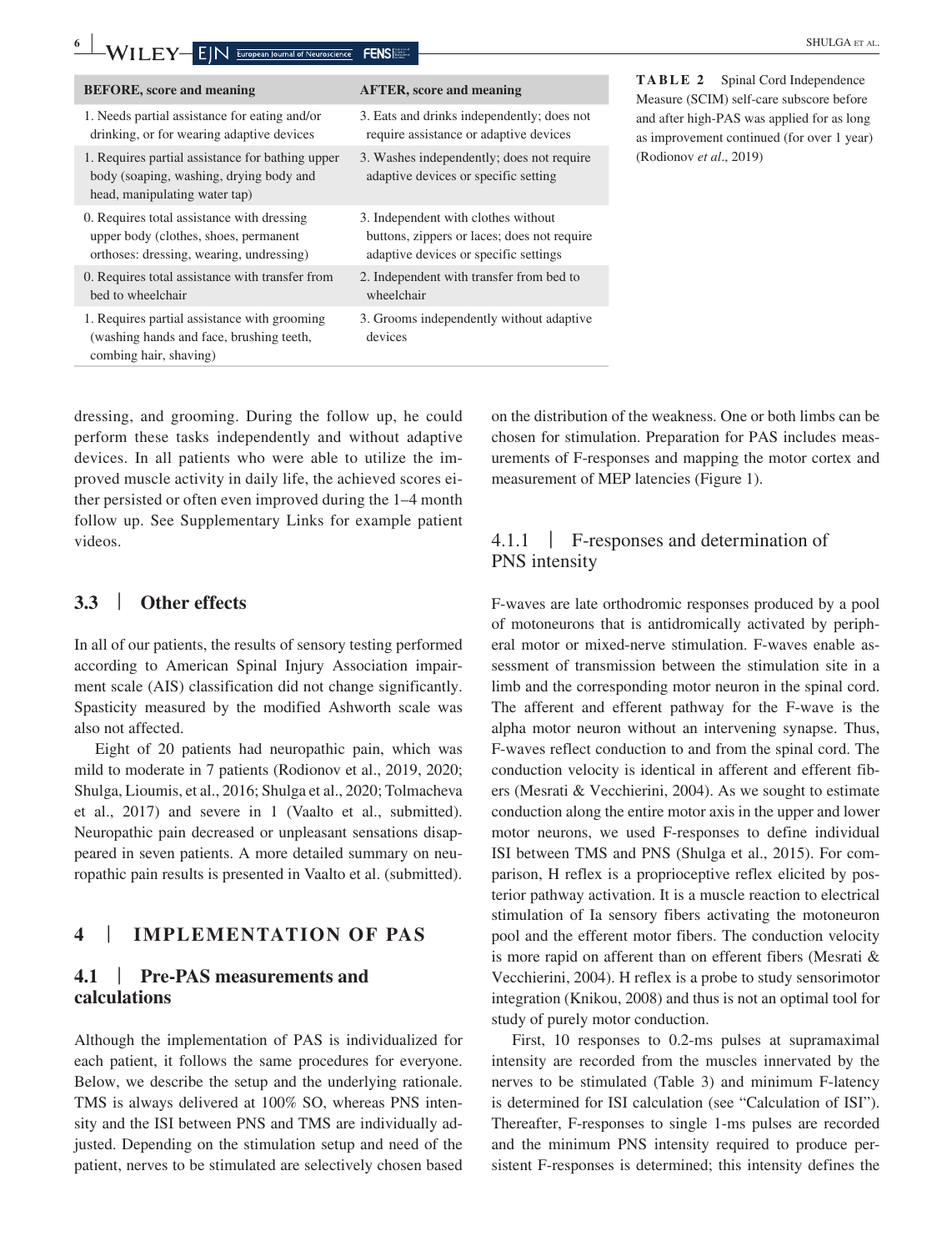| BEFORE, score and meaning | AFTER, score and meaning |
|---|---|
| 1. Needs partial assistance for eating and/or drinking, or for wearing adaptive devices | 3. Eats and drinks independently; does not require assistance or adaptive devices |
| 1. Requires partial assistance for bathing upper body (soaping, washing, drying body and head, manipulating water tap) | 3. Washes independently; does not require adaptive devices or specific setting |
| 0. Requires total assistance with dressing upper body (clothes, shoes, permanent orthoses: dressing, wearing, undressing) | 3. Independent with clothes without buttons, zippers or laces; does not require adaptive devices or specific settings |
| 0. Requires total assistance with transfer from bed to wheelchair | 2. Independent with transfer from bed to wheelchair |
| 1. Requires partial assistance with grooming (washing hands and face, brushing teeth, combing hair, shaving) | 3. Grooms independently without adaptive devices |

**TABLE 2** Spinal Cord Independence Measure (SCIM) self-care subscore before and after high-PAS was applied for as long as improvement continued (for over 1 year) (Rodionov *et al*., 2019)

dressing, and grooming. During the follow up, he could perform these tasks independently and without adaptive devices. In all patients who were able to utilize the improved muscle activity in daily life, the achieved scores either persisted or often even improved during the 1–4 month follow up. See Supplementary Links for example patient videos.

### 3.3 | Other effects

In all of our patients, the results of sensory testing performed according to American Spinal Injury Association impairment scale (AIS) classification did not change significantly. Spasticity measured by the modified Ashworth scale was also not affected.

Eight of 20 patients had neuropathic pain, which was mild to moderate in 7 patients (Rodionov et al., 2019, 2020; Shulga, Lioumis, et al., 2016; Shulga et al., 2020; Tolmacheva et al., 2017) and severe in 1 (Vaalto et al., submitted). Neuropathic pain decreased or unpleasant sensations disappeared in seven patients. A more detailed summary on neuropathic pain results is presented in Vaalto et al. (submitted).

## 4 | IMPLEMENTATION OF PAS

### 4.1 | Pre-PAS measurements and calculations

Although the implementation of PAS is individualized for each patient, it follows the same procedures for everyone. Below, we describe the setup and the underlying rationale. TMS is always delivered at 100% SO, whereas PNS intensity and the ISI between PNS and TMS are individually adjusted. Depending on the stimulation setup and need of the patient, nerves to be stimulated are selectively chosen based on the distribution of the weakness. One or both limbs can be chosen for stimulation. Preparation for PAS includes measurements of F-responses and mapping the motor cortex and measurement of MEP latencies (Figure 1).

#### 4.1.1 | F-responses and determination of PNS intensity

F-waves are late orthodromic responses produced by a pool of motoneurons that is antidromically activated by peripheral motor or mixed-nerve stimulation. F-waves enable assessment of transmission between the stimulation site in a limb and the corresponding motor neuron in the spinal cord. The afferent and efferent pathway for the F-wave is the alpha motor neuron without an intervening synapse. Thus, F-waves reflect conduction to and from the spinal cord. The conduction velocity is identical in afferent and efferent fibers (Mesrati & Vecchierini, 2004). As we sought to estimate conduction along the entire motor axis in the upper and lower motor neurons, we used F-responses to define individual ISI between TMS and PNS (Shulga et al., 2015). For comparison, H reflex is a proprioceptive reflex elicited by posterior pathway activation. It is a muscle reaction to electrical stimulation of Ia sensory fibers activating the motoneuron pool and the efferent motor fibers. The conduction velocity is more rapid on afferent than on efferent fibers (Mesrati & Vecchierini, 2004). H reflex is a probe to study sensorimotor integration (Knikou, 2008) and thus is not an optimal tool for study of purely motor conduction.

First, 10 responses to 0.2-ms pulses at supramaximal intensity are recorded from the muscles innervated by the nerves to be stimulated (Table 3) and minimum F-latency is determined for ISI calculation (see "Calculation of ISI"). Thereafter, F-responses to single 1-ms pulses are recorded and the minimum PNS intensity required to produce persistent F-responses is determined; this intensity defines the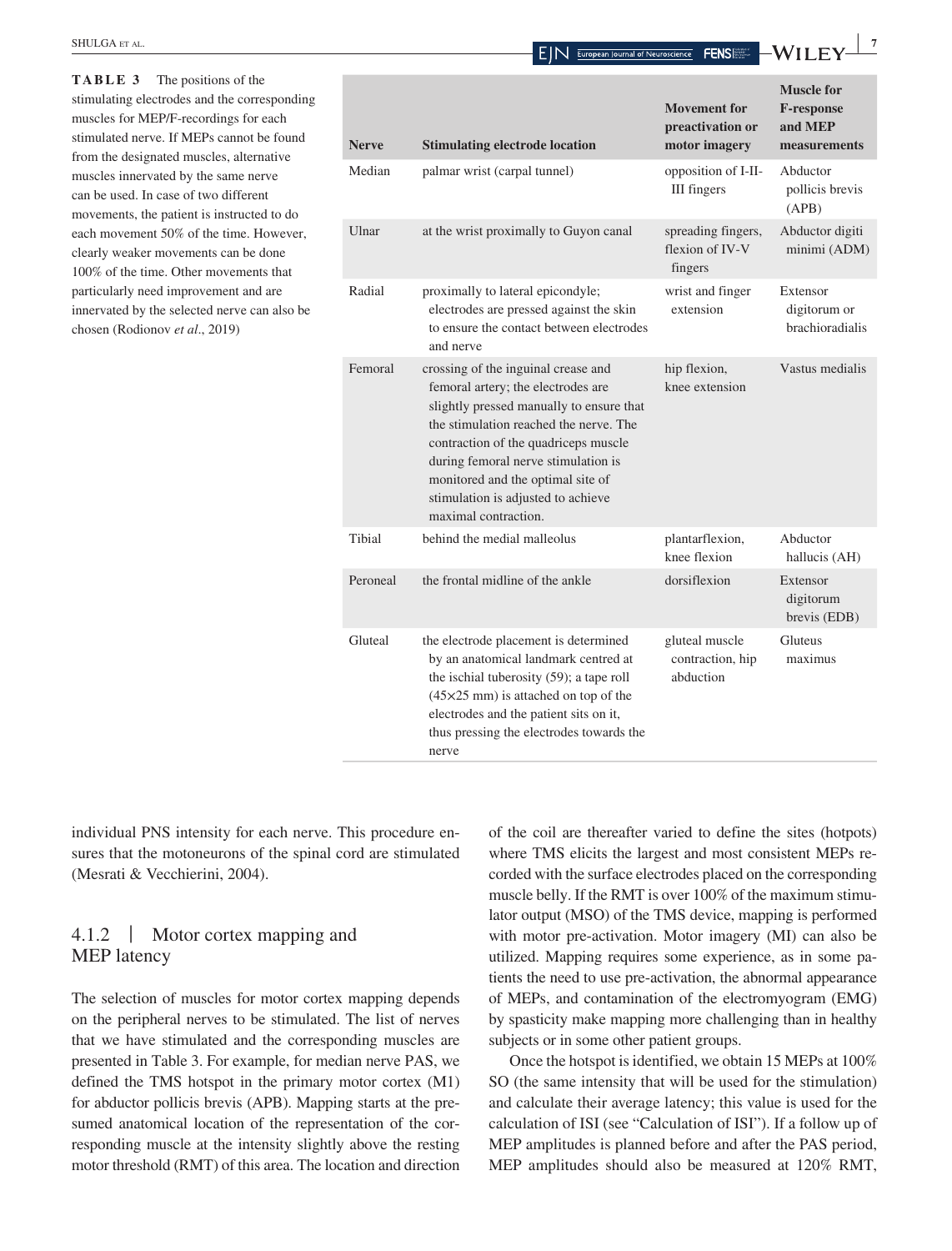**TABLE 3** The positions of the stimulating electrodes and the corresponding muscles for MEP/F-recordings for each stimulated nerve. If MEPs cannot be found from the designated muscles, alternative muscles innervated by the same nerve can be used. In case of two different movements, the patient is instructed to do each movement 50% of the time. However, clearly weaker movements can be done 100% of the time. Other movements that particularly need improvement and are innervated by the selected nerve can also be chosen (Rodionov *et al*., 2019)

| Nerve | Stimulating electrode location | Movement for preactivation or motor imagery | Muscle for F-response and MEP measurements |
|---|---|---|---|
| Median | palmar wrist (carpal tunnel) | opposition of I-II-III fingers | Abductor pollicis brevis (APB) |
| Ulnar | at the wrist proximally to Guyon canal | spreading fingers, flexion of IV-V fingers | Abductor digiti minimi (ADM) |
| Radial | proximally to lateral epicondyle; electrodes are pressed against the skin to ensure the contact between electrodes and nerve | wrist and finger extension | Extensor digitorum or brachioradialis |
| Femoral | crossing of the inguinal crease and femoral artery; the electrodes are slightly pressed manually to ensure that the stimulation reached the nerve. The contraction of the quadriceps muscle during femoral nerve stimulation is monitored and the optimal site of stimulation is adjusted to achieve maximal contraction. | hip flexion, knee extension | Vastus medialis |
| Tibial | behind the medial malleolus | plantarflexion, knee flexion | Abductor hallucis (AH) |
| Peroneal | the frontal midline of the ankle | dorsiflexion | Extensor digitorum brevis (EDB) |
| Gluteal | the electrode placement is determined by an anatomical landmark centred at the ischial tuberosity (59); a tape roll (45×25 mm) is attached on top of the electrodes and the patient sits on it, thus pressing the electrodes towards the nerve | gluteal muscle contraction, hip abduction | Gluteus maximus |

individual PNS intensity for each nerve. This procedure ensures that the motoneurons of the spinal cord are stimulated (Mesrati & Vecchierini, 2004).

### 4.1.2 | Motor cortex mapping and MEP latency

The selection of muscles for motor cortex mapping depends on the peripheral nerves to be stimulated. The list of nerves that we have stimulated and the corresponding muscles are presented in Table 3. For example, for median nerve PAS, we defined the TMS hotspot in the primary motor cortex (M1) for abductor pollicis brevis (APB). Mapping starts at the presumed anatomical location of the representation of the corresponding muscle at the intensity slightly above the resting motor threshold (RMT) of this area. The location and direction of the coil are thereafter varied to define the sites (hotpots) where TMS elicits the largest and most consistent MEPs recorded with the surface electrodes placed on the corresponding muscle belly. If the RMT is over 100% of the maximum stimulator output (MSO) of the TMS device, mapping is performed with motor pre-activation. Motor imagery (MI) can also be utilized. Mapping requires some experience, as in some patients the need to use pre-activation, the abnormal appearance of MEPs, and contamination of the electromyogram (EMG) by spasticity make mapping more challenging than in healthy subjects or in some other patient groups.

Once the hotspot is identified, we obtain 15 MEPs at 100% SO (the same intensity that will be used for the stimulation) and calculate their average latency; this value is used for the calculation of ISI (see "Calculation of ISI"). If a follow up of MEP amplitudes is planned before and after the PAS period, MEP amplitudes should also be measured at 120% RMT,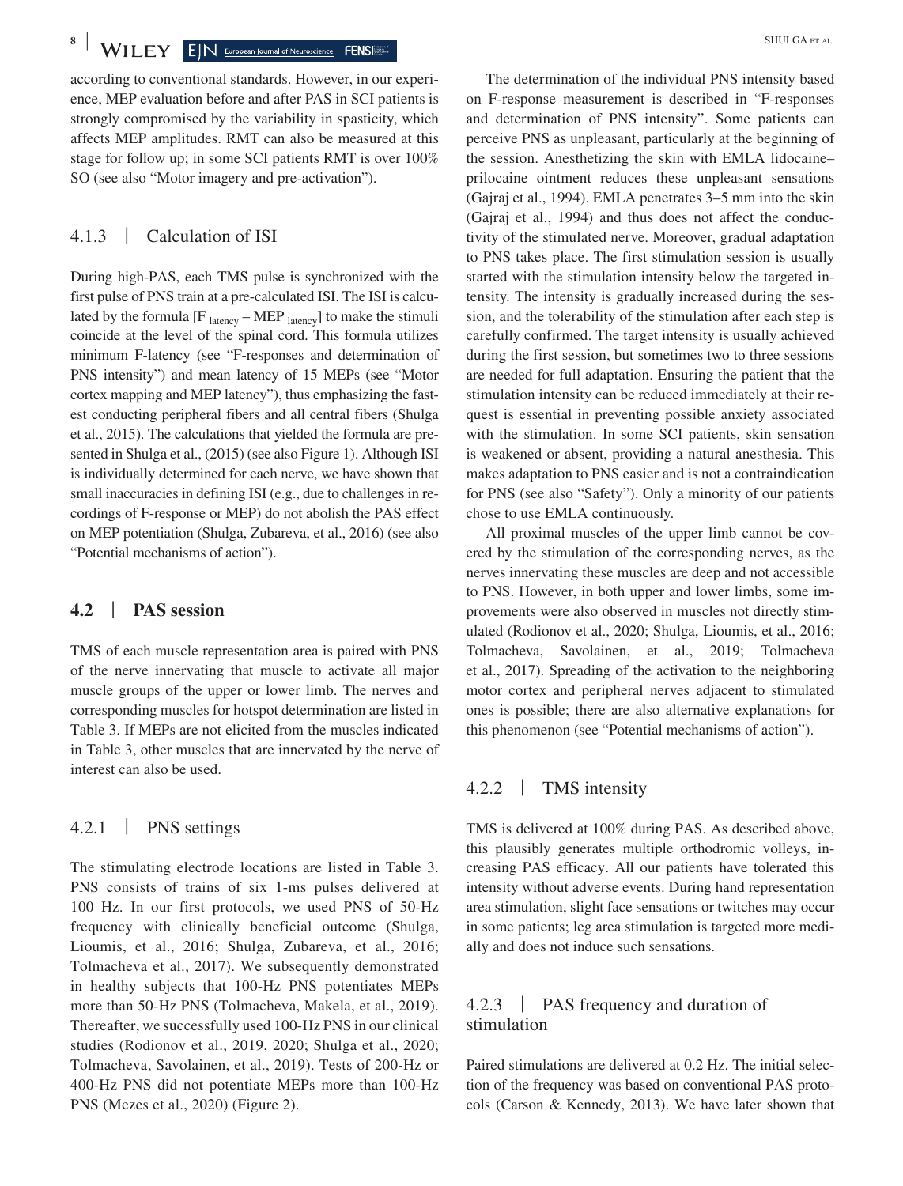according to conventional standards. However, in our experience, MEP evaluation before and after PAS in SCI patients is strongly compromised by the variability in spasticity, which affects MEP amplitudes. RMT can also be measured at this stage for follow up; in some SCI patients RMT is over 100% SO (see also "Motor imagery and pre-activation").

### 4.1.3 | Calculation of ISI

During high-PAS, each TMS pulse is synchronized with the first pulse of PNS train at a pre-calculated ISI. The ISI is calculated by the formula [$F_{latency} - MEP_{latency}$] to make the stimuli coincide at the level of the spinal cord. This formula utilizes minimum F-latency (see "F-responses and determination of PNS intensity") and mean latency of 15 MEPs (see "Motor cortex mapping and MEP latency"), thus emphasizing the fastest conducting peripheral fibers and all central fibers (Shulga et al., 2015). The calculations that yielded the formula are presented in Shulga et al., (2015) (see also Figure 1). Although ISI is individually determined for each nerve, we have shown that small inaccuracies in defining ISI (e.g., due to challenges in recordings of F-response or MEP) do not abolish the PAS effect on MEP potentiation (Shulga, Zubareva, et al., 2016) (see also "Potential mechanisms of action").

## 4.2 | PAS session

TMS of each muscle representation area is paired with PNS of the nerve innervating that muscle to activate all major muscle groups of the upper or lower limb. The nerves and corresponding muscles for hotspot determination are listed in Table 3. If MEPs are not elicited from the muscles indicated in Table 3, other muscles that are innervated by the nerve of interest can also be used.

### 4.2.1 | PNS settings

The stimulating electrode locations are listed in Table 3. PNS consists of trains of six 1-ms pulses delivered at 100 Hz. In our first protocols, we used PNS of 50-Hz frequency with clinically beneficial outcome (Shulga, Lioumis, et al., 2016; Shulga, Zubareva, et al., 2016; Tolmacheva et al., 2017). We subsequently demonstrated in healthy subjects that 100-Hz PNS potentiates MEPs more than 50-Hz PNS (Tolmacheva, Makela, et al., 2019). Thereafter, we successfully used 100-Hz PNS in our clinical studies (Rodionov et al., 2019, 2020; Shulga et al., 2020; Tolmacheva, Savolainen, et al., 2019). Tests of 200-Hz or 400-Hz PNS did not potentiate MEPs more than 100-Hz PNS (Mezes et al., 2020) (Figure 2).

The determination of the individual PNS intensity based on F-response measurement is described in "F-responses and determination of PNS intensity". Some patients can perceive PNS as unpleasant, particularly at the beginning of the session. Anesthetizing the skin with EMLA lidocaine–prilocaine ointment reduces these unpleasant sensations (Gajraj et al., 1994). EMLA penetrates 3–5 mm into the skin (Gajraj et al., 1994) and thus does not affect the conductivity of the stimulated nerve. Moreover, gradual adaptation to PNS takes place. The first stimulation session is usually started with the stimulation intensity below the targeted intensity. The intensity is gradually increased during the session, and the tolerability of the stimulation after each step is carefully confirmed. The target intensity is usually achieved during the first session, but sometimes two to three sessions are needed for full adaptation. Ensuring the patient that the stimulation intensity can be reduced immediately at their request is essential in preventing possible anxiety associated with the stimulation. In some SCI patients, skin sensation is weakened or absent, providing a natural anesthesia. This makes adaptation to PNS easier and is not a contraindication for PNS (see also "Safety"). Only a minority of our patients chose to use EMLA continuously.

All proximal muscles of the upper limb cannot be covered by the stimulation of the corresponding nerves, as the nerves innervating these muscles are deep and not accessible to PNS. However, in both upper and lower limbs, some improvements were also observed in muscles not directly stimulated (Rodionov et al., 2020; Shulga, Lioumis, et al., 2016; Tolmacheva, Savolainen, et al., 2019; Tolmacheva et al., 2017). Spreading of the activation to the neighboring motor cortex and peripheral nerves adjacent to stimulated ones is possible; there are also alternative explanations for this phenomenon (see "Potential mechanisms of action").

### 4.2.2 | TMS intensity

TMS is delivered at 100% during PAS. As described above, this plausibly generates multiple orthodromic volleys, increasing PAS efficacy. All our patients have tolerated this intensity without adverse events. During hand representation area stimulation, slight face sensations or twitches may occur in some patients; leg area stimulation is targeted more medially and does not induce such sensations.

### 4.2.3 | PAS frequency and duration of stimulation

Paired stimulations are delivered at 0.2 Hz. The initial selection of the frequency was based on conventional PAS protocols (Carson & Kennedy, 2013). We have later shown that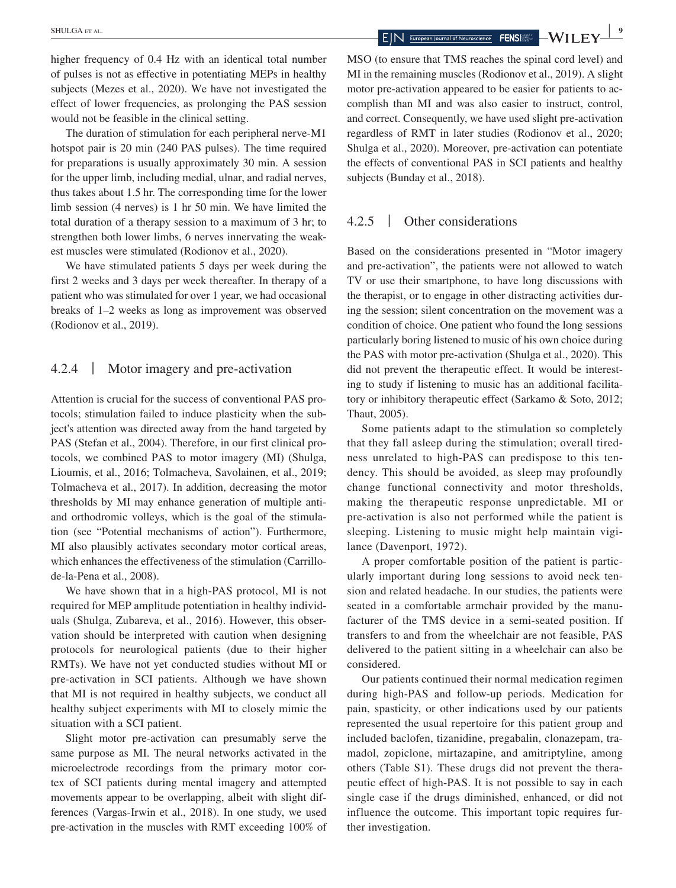higher frequency of 0.4 Hz with an identical total number of pulses is not as effective in potentiating MEPs in healthy subjects (Mezes et al., 2020). We have not investigated the effect of lower frequencies, as prolonging the PAS session would not be feasible in the clinical setting.

The duration of stimulation for each peripheral nerve-M1 hotspot pair is 20 min (240 PAS pulses). The time required for preparations is usually approximately 30 min. A session for the upper limb, including medial, ulnar, and radial nerves, thus takes about 1.5 hr. The corresponding time for the lower limb session (4 nerves) is 1 hr 50 min. We have limited the total duration of a therapy session to a maximum of 3 hr; to strengthen both lower limbs, 6 nerves innervating the weakest muscles were stimulated (Rodionov et al., 2020).

We have stimulated patients 5 days per week during the first 2 weeks and 3 days per week thereafter. In therapy of a patient who was stimulated for over 1 year, we had occasional breaks of 1–2 weeks as long as improvement was observed (Rodionov et al., 2019).

### 4.2.4 | Motor imagery and pre-activation

Attention is crucial for the success of conventional PAS protocols; stimulation failed to induce plasticity when the subject's attention was directed away from the hand targeted by PAS (Stefan et al., 2004). Therefore, in our first clinical protocols, we combined PAS to motor imagery (MI) (Shulga, Lioumis, et al., 2016; Tolmacheva, Savolainen, et al., 2019; Tolmacheva et al., 2017). In addition, decreasing the motor thresholds by MI may enhance generation of multiple anti- and orthodromic volleys, which is the goal of the stimulation (see "Potential mechanisms of action"). Furthermore, MI also plausibly activates secondary motor cortical areas, which enhances the effectiveness of the stimulation (Carrillo-de-la-Pena et al., 2008).

We have shown that in a high-PAS protocol, MI is not required for MEP amplitude potentiation in healthy individuals (Shulga, Zubareva, et al., 2016). However, this observation should be interpreted with caution when designing protocols for neurological patients (due to their higher RMTs). We have not yet conducted studies without MI or pre-activation in SCI patients. Although we have shown that MI is not required in healthy subjects, we conduct all healthy subject experiments with MI to closely mimic the situation with a SCI patient.

Slight motor pre-activation can presumably serve the same purpose as MI. The neural networks activated in the microelectrode recordings from the primary motor cortex of SCI patients during mental imagery and attempted movements appear to be overlapping, albeit with slight differences (Vargas-Irwin et al., 2018). In one study, we used pre-activation in the muscles with RMT exceeding 100% of MSO (to ensure that TMS reaches the spinal cord level) and MI in the remaining muscles (Rodionov et al., 2019). A slight motor pre-activation appeared to be easier for patients to accomplish than MI and was also easier to instruct, control, and correct. Consequently, we have used slight pre-activation regardless of RMT in later studies (Rodionov et al., 2020; Shulga et al., 2020). Moreover, pre-activation can potentiate the effects of conventional PAS in SCI patients and healthy subjects (Bunday et al., 2018).

### 4.2.5 | Other considerations

Based on the considerations presented in "Motor imagery and pre-activation", the patients were not allowed to watch TV or use their smartphone, to have long discussions with the therapist, or to engage in other distracting activities during the session; silent concentration on the movement was a condition of choice. One patient who found the long sessions particularly boring listened to music of his own choice during the PAS with motor pre-activation (Shulga et al., 2020). This did not prevent the therapeutic effect. It would be interesting to study if listening to music has an additional facilitatory or inhibitory therapeutic effect (Sarkamo & Soto, 2012; Thaut, 2005).

Some patients adapt to the stimulation so completely that they fall asleep during the stimulation; overall tiredness unrelated to high-PAS can predispose to this tendency. This should be avoided, as sleep may profoundly change functional connectivity and motor thresholds, making the therapeutic response unpredictable. MI or pre-activation is also not performed while the patient is sleeping. Listening to music might help maintain vigilance (Davenport, 1972).

A proper comfortable position of the patient is particularly important during long sessions to avoid neck tension and related headache. In our studies, the patients were seated in a comfortable armchair provided by the manufacturer of the TMS device in a semi-seated position. If transfers to and from the wheelchair are not feasible, PAS delivered to the patient sitting in a wheelchair can also be considered.

Our patients continued their normal medication regimen during high-PAS and follow-up periods. Medication for pain, spasticity, or other indications used by our patients represented the usual repertoire for this patient group and included baclofen, tizanidine, pregabalin, clonazepam, tramadol, zopiclone, mirtazapine, and amitriptyline, among others (Table S1). These drugs did not prevent the therapeutic effect of high-PAS. It is not possible to say in each single case if the drugs diminished, enhanced, or did not influence the outcome. This important topic requires further investigation.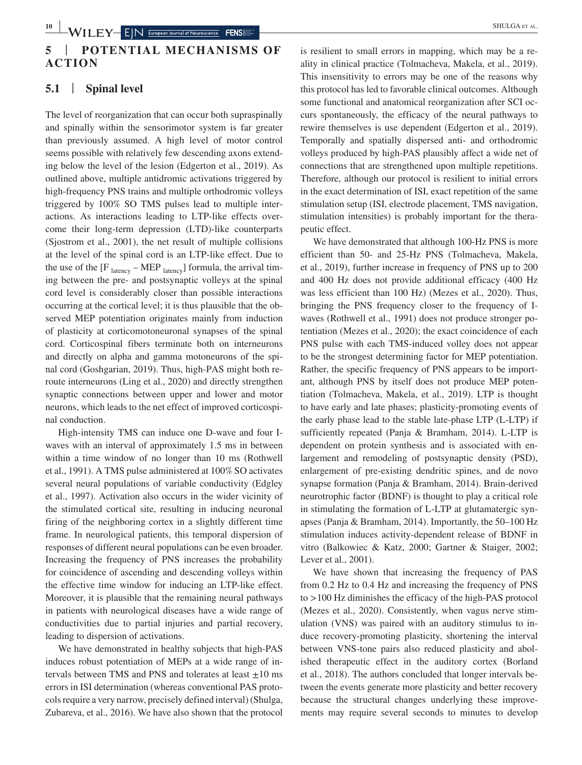## 5 | POTENTIAL MECHANISMS OF ACTION

### 5.1 | Spinal level

The level of reorganization that can occur both supraspinally and spinally within the sensorimotor system is far greater than previously assumed. A high level of motor control seems possible with relatively few descending axons extending below the level of the lesion (Edgerton et al., 2019). As outlined above, multiple antidromic activations triggered by high-frequency PNS trains and multiple orthodromic volleys triggered by 100% SO TMS pulses lead to multiple interactions. As interactions leading to LTP-like effects overcome their long-term depression (LTD)-like counterparts (Sjostrom et al., 2001), the net result of multiple collisions at the level of the spinal cord is an LTP-like effect. Due to the use of the [$F_{latency}$ – $MEP_{latency}$] formula, the arrival timing between the pre- and postsynaptic volleys at the spinal cord level is considerably closer than possible interactions occurring at the cortical level; it is thus plausible that the observed MEP potentiation originates mainly from induction of plasticity at corticomotoneuronal synapses of the spinal cord. Corticospinal fibers terminate both on interneurons and directly on alpha and gamma motoneurons of the spinal cord (Goshgarian, 2019). Thus, high-PAS might both reroute interneurons (Ling et al., 2020) and directly strengthen synaptic connections between upper and lower and motor neurons, which leads to the net effect of improved corticospinal conduction.

High-intensity TMS can induce one D-wave and four I-waves with an interval of approximately 1.5 ms in between within a time window of no longer than 10 ms (Rothwell et al., 1991). A TMS pulse administered at 100% SO activates several neural populations of variable conductivity (Edgley et al., 1997). Activation also occurs in the wider vicinity of the stimulated cortical site, resulting in inducing neuronal firing of the neighboring cortex in a slightly different time frame. In neurological patients, this temporal dispersion of responses of different neural populations can be even broader. Increasing the frequency of PNS increases the probability for coincidence of ascending and descending volleys within the effective time window for inducing an LTP-like effect. Moreover, it is plausible that the remaining neural pathways in patients with neurological diseases have a wide range of conductivities due to partial injuries and partial recovery, leading to dispersion of activations.

We have demonstrated in healthy subjects that high-PAS induces robust potentiation of MEPs at a wide range of intervals between TMS and PNS and tolerates at least ±10 ms errors in ISI determination (whereas conventional PAS protocols require a very narrow, precisely defined interval) (Shulga, Zubareva, et al., 2016). We have also shown that the protocol is resilient to small errors in mapping, which may be a reality in clinical practice (Tolmacheva, Makela, et al., 2019). This insensitivity to errors may be one of the reasons why this protocol has led to favorable clinical outcomes. Although some functional and anatomical reorganization after SCI occurs spontaneously, the efficacy of the neural pathways to rewire themselves is use dependent (Edgerton et al., 2019). Temporally and spatially dispersed anti- and orthodromic volleys produced by high-PAS plausibly affect a wide net of connections that are strengthened upon multiple repetitions. Therefore, although our protocol is resilient to initial errors in the exact determination of ISI, exact repetition of the same stimulation setup (ISI, electrode placement, TMS navigation, stimulation intensities) is probably important for the therapeutic effect.

We have demonstrated that although 100-Hz PNS is more efficient than 50- and 25-Hz PNS (Tolmacheva, Makela, et al., 2019), further increase in frequency of PNS up to 200 and 400 Hz does not provide additional efficacy (400 Hz was less efficient than 100 Hz) (Mezes et al., 2020). Thus, bringing the PNS frequency closer to the frequency of I-waves (Rothwell et al., 1991) does not produce stronger potentiation (Mezes et al., 2020); the exact coincidence of each PNS pulse with each TMS-induced volley does not appear to be the strongest determining factor for MEP potentiation. Rather, the specific frequency of PNS appears to be important, although PNS by itself does not produce MEP potentiation (Tolmacheva, Makela, et al., 2019). LTP is thought to have early and late phases; plasticity-promoting events of the early phase lead to the stable late-phase LTP (L-LTP) if sufficiently repeated (Panja & Bramham, 2014). L-LTP is dependent on protein synthesis and is associated with enlargement and remodeling of postsynaptic density (PSD), enlargement of pre-existing dendritic spines, and de novo synapse formation (Panja & Bramham, 2014). Brain-derived neurotrophic factor (BDNF) is thought to play a critical role in stimulating the formation of L-LTP at glutamatergic synapses (Panja & Bramham, 2014). Importantly, the 50–100 Hz stimulation induces activity-dependent release of BDNF in vitro (Balkowiec & Katz, 2000; Gartner & Staiger, 2002; Lever et al., 2001).

We have shown that increasing the frequency of PAS from 0.2 Hz to 0.4 Hz and increasing the frequency of PNS to >100 Hz diminishes the efficacy of the high-PAS protocol (Mezes et al., 2020). Consistently, when vagus nerve stimulation (VNS) was paired with an auditory stimulus to induce recovery-promoting plasticity, shortening the interval between VNS-tone pairs also reduced plasticity and abolished therapeutic effect in the auditory cortex (Borland et al., 2018). The authors concluded that longer intervals between the events generate more plasticity and better recovery because the structural changes underlying these improvements may require several seconds to minutes to develop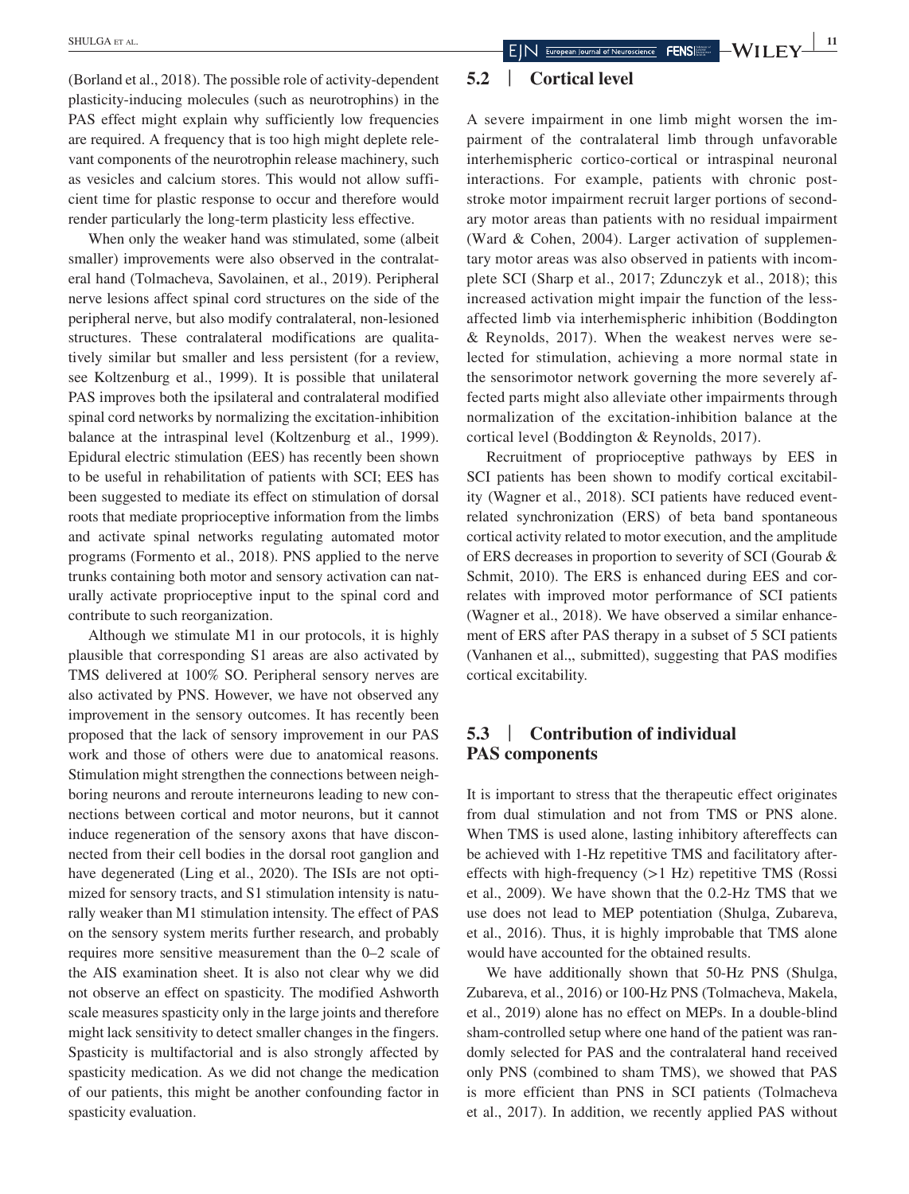(Borland et al., 2018). The possible role of activity-dependent plasticity-inducing molecules (such as neurotrophins) in the PAS effect might explain why sufficiently low frequencies are required. A frequency that is too high might deplete relevant components of the neurotrophin release machinery, such as vesicles and calcium stores. This would not allow sufficient time for plastic response to occur and therefore would render particularly the long-term plasticity less effective.

When only the weaker hand was stimulated, some (albeit smaller) improvements were also observed in the contralateral hand (Tolmacheva, Savolainen, et al., 2019). Peripheral nerve lesions affect spinal cord structures on the side of the peripheral nerve, but also modify contralateral, non-lesioned structures. These contralateral modifications are qualitatively similar but smaller and less persistent (for a review, see Koltzenburg et al., 1999). It is possible that unilateral PAS improves both the ipsilateral and contralateral modified spinal cord networks by normalizing the excitation-inhibition balance at the intraspinal level (Koltzenburg et al., 1999). Epidural electric stimulation (EES) has recently been shown to be useful in rehabilitation of patients with SCI; EES has been suggested to mediate its effect on stimulation of dorsal roots that mediate proprioceptive information from the limbs and activate spinal networks regulating automated motor programs (Formento et al., 2018). PNS applied to the nerve trunks containing both motor and sensory activation can naturally activate proprioceptive input to the spinal cord and contribute to such reorganization.

Although we stimulate M1 in our protocols, it is highly plausible that corresponding S1 areas are also activated by TMS delivered at 100% SO. Peripheral sensory nerves are also activated by PNS. However, we have not observed any improvement in the sensory outcomes. It has recently been proposed that the lack of sensory improvement in our PAS work and those of others were due to anatomical reasons. Stimulation might strengthen the connections between neighboring neurons and reroute interneurons leading to new connections between cortical and motor neurons, but it cannot induce regeneration of the sensory axons that have disconnected from their cell bodies in the dorsal root ganglion and have degenerated (Ling et al., 2020). The ISIs are not optimized for sensory tracts, and S1 stimulation intensity is naturally weaker than M1 stimulation intensity. The effect of PAS on the sensory system merits further research, and probably requires more sensitive measurement than the 0–2 scale of the AIS examination sheet. It is also not clear why we did not observe an effect on spasticity. The modified Ashworth scale measures spasticity only in the large joints and therefore might lack sensitivity to detect smaller changes in the fingers. Spasticity is multifactorial and is also strongly affected by spasticity medication. As we did not change the medication of our patients, this might be another confounding factor in spasticity evaluation.

## 5.2 | Cortical level

A severe impairment in one limb might worsen the impairment of the contralateral limb through unfavorable interhemispheric cortico-cortical or intraspinal neuronal interactions. For example, patients with chronic post-stroke motor impairment recruit larger portions of secondary motor areas than patients with no residual impairment (Ward & Cohen, 2004). Larger activation of supplementary motor areas was also observed in patients with incomplete SCI (Sharp et al., 2017; Zdunczyk et al., 2018); this increased activation might impair the function of the less-affected limb via interhemispheric inhibition (Boddington & Reynolds, 2017). When the weakest nerves were selected for stimulation, achieving a more normal state in the sensorimotor network governing the more severely affected parts might also alleviate other impairments through normalization of the excitation-inhibition balance at the cortical level (Boddington & Reynolds, 2017).

Recruitment of proprioceptive pathways by EES in SCI patients has been shown to modify cortical excitability (Wagner et al., 2018). SCI patients have reduced event-related synchronization (ERS) of beta band spontaneous cortical activity related to motor execution, and the amplitude of ERS decreases in proportion to severity of SCI (Gourab & Schmit, 2010). The ERS is enhanced during EES and correlates with improved motor performance of SCI patients (Wagner et al., 2018). We have observed a similar enhancement of ERS after PAS therapy in a subset of 5 SCI patients (Vanhanen et al.,, submitted), suggesting that PAS modifies cortical excitability.

## 5.3 | Contribution of individual PAS components

It is important to stress that the therapeutic effect originates from dual stimulation and not from TMS or PNS alone. When TMS is used alone, lasting inhibitory aftereffects can be achieved with 1-Hz repetitive TMS and facilitatory aftereffects with high-frequency (>1 Hz) repetitive TMS (Rossi et al., 2009). We have shown that the 0.2-Hz TMS that we use does not lead to MEP potentiation (Shulga, Zubareva, et al., 2016). Thus, it is highly improbable that TMS alone would have accounted for the obtained results.

We have additionally shown that 50-Hz PNS (Shulga, Zubareva, et al., 2016) or 100-Hz PNS (Tolmacheva, Makela, et al., 2019) alone has no effect on MEPs. In a double-blind sham-controlled setup where one hand of the patient was randomly selected for PAS and the contralateral hand received only PNS (combined to sham TMS), we showed that PAS is more efficient than PNS in SCI patients (Tolmacheva et al., 2017). In addition, we recently applied PAS without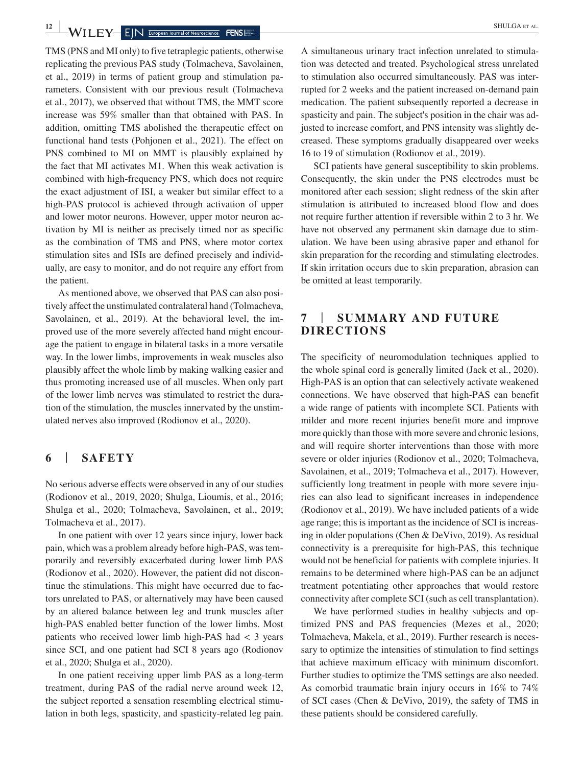TMS (PNS and MI only) to five tetraplegic patients, otherwise replicating the previous PAS study (Tolmacheva, Savolainen, et al., 2019) in terms of patient group and stimulation parameters. Consistent with our previous result (Tolmacheva et al., 2017), we observed that without TMS, the MMT score increase was 59% smaller than that obtained with PAS. In addition, omitting TMS abolished the therapeutic effect on functional hand tests (Pohjonen et al., 2021). The effect on PNS combined to MI on MMT is plausibly explained by the fact that MI activates M1. When this weak activation is combined with high-frequency PNS, which does not require the exact adjustment of ISI, a weaker but similar effect to a high-PAS protocol is achieved through activation of upper and lower motor neurons. However, upper motor neuron activation by MI is neither as precisely timed nor as specific as the combination of TMS and PNS, where motor cortex stimulation sites and ISIs are defined precisely and individually, are easy to monitor, and do not require any effort from the patient.

As mentioned above, we observed that PAS can also positively affect the unstimulated contralateral hand (Tolmacheva, Savolainen, et al., 2019). At the behavioral level, the improved use of the more severely affected hand might encourage the patient to engage in bilateral tasks in a more versatile way. In the lower limbs, improvements in weak muscles also plausibly affect the whole limb by making walking easier and thus promoting increased use of all muscles. When only part of the lower limb nerves was stimulated to restrict the duration of the stimulation, the muscles innervated by the unstimulated nerves also improved (Rodionov et al., 2020).

## 6 | SAFETY

No serious adverse effects were observed in any of our studies (Rodionov et al., 2019, 2020; Shulga, Lioumis, et al., 2016; Shulga et al., 2020; Tolmacheva, Savolainen, et al., 2019; Tolmacheva et al., 2017).

In one patient with over 12 years since injury, lower back pain, which was a problem already before high-PAS, was temporarily and reversibly exacerbated during lower limb PAS (Rodionov et al., 2020). However, the patient did not discontinue the stimulations. This might have occurred due to factors unrelated to PAS, or alternatively may have been caused by an altered balance between leg and trunk muscles after high-PAS enabled better function of the lower limbs. Most patients who received lower limb high-PAS had < 3 years since SCI, and one patient had SCI 8 years ago (Rodionov et al., 2020; Shulga et al., 2020).

In one patient receiving upper limb PAS as a long-term treatment, during PAS of the radial nerve around week 12, the subject reported a sensation resembling electrical stimulation in both legs, spasticity, and spasticity-related leg pain. A simultaneous urinary tract infection unrelated to stimulation was detected and treated. Psychological stress unrelated to stimulation also occurred simultaneously. PAS was interrupted for 2 weeks and the patient increased on-demand pain medication. The patient subsequently reported a decrease in spasticity and pain. The subject's position in the chair was adjusted to increase comfort, and PNS intensity was slightly decreased. These symptoms gradually disappeared over weeks 16 to 19 of stimulation (Rodionov et al., 2019).

SCI patients have general susceptibility to skin problems. Consequently, the skin under the PNS electrodes must be monitored after each session; slight redness of the skin after stimulation is attributed to increased blood flow and does not require further attention if reversible within 2 to 3 hr. We have not observed any permanent skin damage due to stimulation. We have been using abrasive paper and ethanol for skin preparation for the recording and stimulating electrodes. If skin irritation occurs due to skin preparation, abrasion can be omitted at least temporarily.

## 7 | SUMMARY AND FUTURE DIRECTIONS

The specificity of neuromodulation techniques applied to the whole spinal cord is generally limited (Jack et al., 2020). High-PAS is an option that can selectively activate weakened connections. We have observed that high-PAS can benefit a wide range of patients with incomplete SCI. Patients with milder and more recent injuries benefit more and improve more quickly than those with more severe and chronic lesions, and will require shorter interventions than those with more severe or older injuries (Rodionov et al., 2020; Tolmacheva, Savolainen, et al., 2019; Tolmacheva et al., 2017). However, sufficiently long treatment in people with more severe injuries can also lead to significant increases in independence (Rodionov et al., 2019). We have included patients of a wide age range; this is important as the incidence of SCI is increasing in older populations (Chen & DeVivo, 2019). As residual connectivity is a prerequisite for high-PAS, this technique would not be beneficial for patients with complete injuries. It remains to be determined where high-PAS can be an adjunct treatment potentiating other approaches that would restore connectivity after complete SCI (such as cell transplantation).

We have performed studies in healthy subjects and optimized PNS and PAS frequencies (Mezes et al., 2020; Tolmacheva, Makela, et al., 2019). Further research is necessary to optimize the intensities of stimulation to find settings that achieve maximum efficacy with minimum discomfort. Further studies to optimize the TMS settings are also needed. As comorbid traumatic brain injury occurs in 16% to 74% of SCI cases (Chen & DeVivo, 2019), the safety of TMS in these patients should be considered carefully.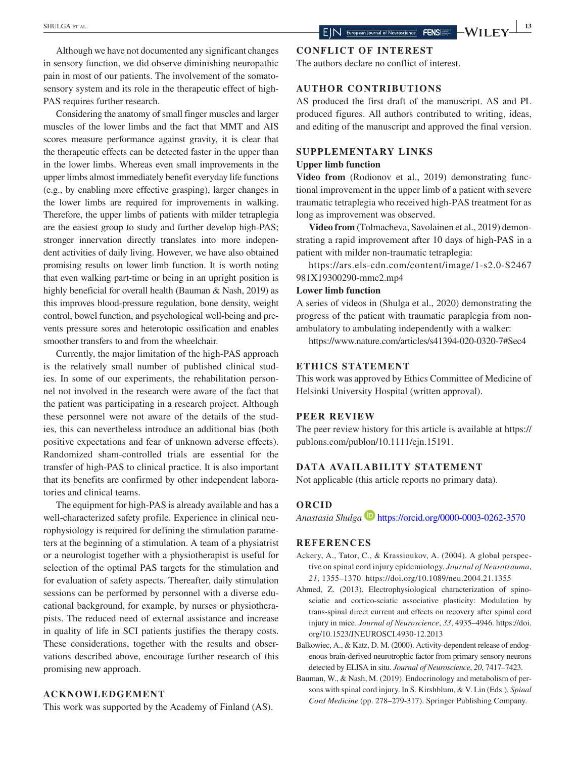Although we have not documented any significant changes in sensory function, we did observe diminishing neuropathic pain in most of our patients. The involvement of the somatosensory system and its role in the therapeutic effect of high-PAS requires further research.

Considering the anatomy of small finger muscles and larger muscles of the lower limbs and the fact that MMT and AIS scores measure performance against gravity, it is clear that the therapeutic effects can be detected faster in the upper than in the lower limbs. Whereas even small improvements in the upper limbs almost immediately benefit everyday life functions (e.g., by enabling more effective grasping), larger changes in the lower limbs are required for improvements in walking. Therefore, the upper limbs of patients with milder tetraplegia are the easiest group to study and further develop high-PAS; stronger innervation directly translates into more independent activities of daily living. However, we have also obtained promising results on lower limb function. It is worth noting that even walking part-time or being in an upright position is highly beneficial for overall health (Bauman & Nash, 2019) as this improves blood-pressure regulation, bone density, weight control, bowel function, and psychological well-being and prevents pressure sores and heterotopic ossification and enables smoother transfers to and from the wheelchair.

Currently, the major limitation of the high-PAS approach is the relatively small number of published clinical studies. In some of our experiments, the rehabilitation personnel not involved in the research were aware of the fact that the patient was participating in a research project. Although these personnel were not aware of the details of the studies, this can nevertheless introduce an additional bias (both positive expectations and fear of unknown adverse effects). Randomized sham-controlled trials are essential for the transfer of high-PAS to clinical practice. It is also important that its benefits are confirmed by other independent laboratories and clinical teams.

The equipment for high-PAS is already available and has a well-characterized safety profile. Experience in clinical neurophysiology is required for defining the stimulation parameters at the beginning of a stimulation. A team of a physiatrist or a neurologist together with a physiotherapist is useful for selection of the optimal PAS targets for the stimulation and for evaluation of safety aspects. Thereafter, daily stimulation sessions can be performed by personnel with a diverse educational background, for example, by nurses or physiotherapists. The reduced need of external assistance and increase in quality of life in SCI patients justifies the therapy costs. These considerations, together with the results and observations described above, encourage further research of this promising new approach.

## ACKNOWLEDGEMENT

This work was supported by the Academy of Finland (AS).

## CONFLICT OF INTEREST

The authors declare no conflict of interest.

## AUTHOR CONTRIBUTIONS

AS produced the first draft of the manuscript. AS and PL produced figures. All authors contributed to writing, ideas, and editing of the manuscript and approved the final version.

## SUPPLEMENTARY LINKS

### Upper limb function

**Video from** (Rodionov et al., 2019) demonstrating functional improvement in the upper limb of a patient with severe traumatic tetraplegia who received high-PAS treatment for as long as improvement was observed.

**Video from** (Tolmacheva, Savolainen et al., 2019) demonstrating a rapid improvement after 10 days of high-PAS in a patient with milder non-traumatic tetraplegia:

https://ars.els-cdn.com/content/image/1-s2.0-S2467981X19300290-mmc2.mp4

### Lower limb function

A series of videos in (Shulga et al., 2020) demonstrating the progress of the patient with traumatic paraplegia from non-ambulatory to ambulating independently with a walker:

https://www.nature.com/articles/s41394-020-0320-7#Sec4

## ETHICS STATEMENT

This work was approved by Ethics Committee of Medicine of Helsinki University Hospital (written approval).

## PEER REVIEW

The peer review history for this article is available at https://publons.com/publon/10.1111/ejn.15191.

## DATA AVAILABILITY STATEMENT

Not applicable (this article reports no primary data).

## ORCID

*Anastasia Shulga* https://orcid.org/0000-0003-0262-3570

## REFERENCES

Ackery, A., Tator, C., & Krassioukov, A. (2004). A global perspective on spinal cord injury epidemiology. *Journal of Neurotrauma*, *21*, 1355–1370. https://doi.org/10.1089/neu.2004.21.1355

Ahmed, Z. (2013). Electrophysiological characterization of spino-sciatic and cortico-sciatic associative plasticity: Modulation by trans-spinal direct current and effects on recovery after spinal cord injury in mice. *Journal of Neuroscience*, *33*, 4935–4946. https://doi.org/10.1523/JNEUROSCI.4930-12.2013

Balkowiec, A., & Katz, D. M. (2000). Activity-dependent release of endogenous brain-derived neurotrophic factor from primary sensory neurons detected by ELISA in situ. *Journal of Neuroscience*, *20*, 7417–7423.

Bauman, W., & Nash, M. (2019). Endocrinology and metabolism of persons with spinal cord injury. In S. Kirshblum, & V. Lin (Eds.), *Spinal Cord Medicine* (pp. 278–279-317). Springer Publishing Company.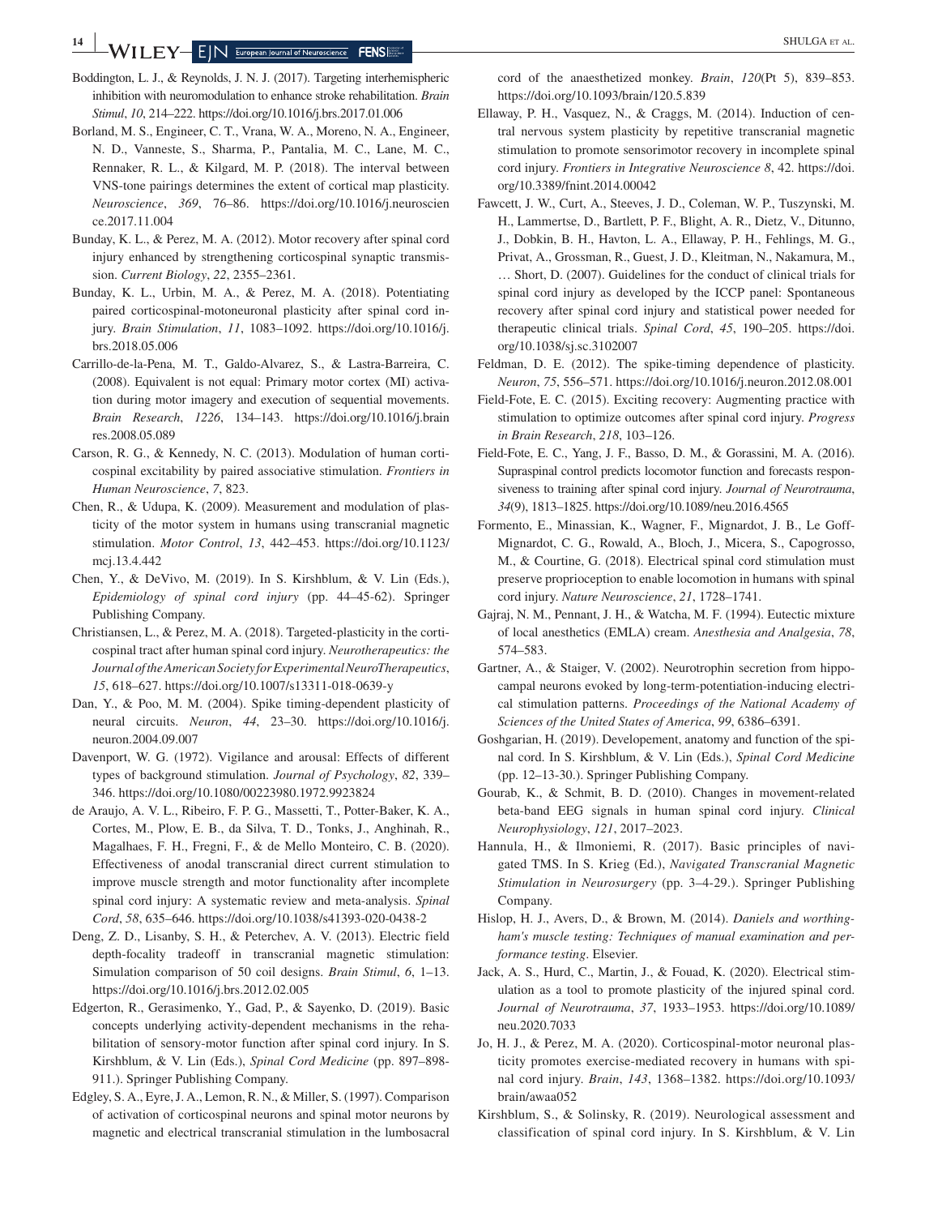Boddington, L. J., & Reynolds, J. N. J. (2017). Targeting interhemispheric inhibition with neuromodulation to enhance stroke rehabilitation. *Brain Stimul*, *10*, 214–222. https://doi.org/10.1016/j.brs.2017.01.006

Borland, M. S., Engineer, C. T., Vrana, W. A., Moreno, N. A., Engineer, N. D., Vanneste, S., Sharma, P., Pantalia, M. C., Lane, M. C., Rennaker, R. L., & Kilgard, M. P. (2018). The interval between VNS-tone pairings determines the extent of cortical map plasticity. *Neuroscience*, *369*, 76–86. https://doi.org/10.1016/j.neuroscience.2017.11.004

Bunday, K. L., & Perez, M. A. (2012). Motor recovery after spinal cord injury enhanced by strengthening corticospinal synaptic transmission. *Current Biology*, *22*, 2355–2361.

Bunday, K. L., Urbin, M. A., & Perez, M. A. (2018). Potentiating paired corticospinal-motoneuronal plasticity after spinal cord injury. *Brain Stimulation*, *11*, 1083–1092. https://doi.org/10.1016/j.brs.2018.05.006

Carrillo-de-la-Pena, M. T., Galdo-Alvarez, S., & Lastra-Barreira, C. (2008). Equivalent is not equal: Primary motor cortex (MI) activation during motor imagery and execution of sequential movements. *Brain Research*, *1226*, 134–143. https://doi.org/10.1016/j.brainres.2008.05.089

Carson, R. G., & Kennedy, N. C. (2013). Modulation of human corticospinal excitability by paired associative stimulation. *Frontiers in Human Neuroscience*, *7*, 823.

Chen, R., & Udupa, K. (2009). Measurement and modulation of plasticity of the motor system in humans using transcranial magnetic stimulation. *Motor Control*, *13*, 442–453. https://doi.org/10.1123/mcj.13.4.442

Chen, Y., & DeVivo, M. (2019). In S. Kirshblum, & V. Lin (Eds.), *Epidemiology of spinal cord injury* (pp. 44–45-62). Springer Publishing Company.

Christiansen, L., & Perez, M. A. (2018). Targeted-plasticity in the corticospinal tract after human spinal cord injury. *Neurotherapeutics: the Journal of the American Society for Experimental NeuroTherapeutics*, *15*, 618–627. https://doi.org/10.1007/s13311-018-0639-y

Dan, Y., & Poo, M. M. (2004). Spike timing-dependent plasticity of neural circuits. *Neuron*, *44*, 23–30. https://doi.org/10.1016/j.neuron.2004.09.007

Davenport, W. G. (1972). Vigilance and arousal: Effects of different types of background stimulation. *Journal of Psychology*, *82*, 339–346. https://doi.org/10.1080/00223980.1972.9923824

de Araujo, A. V. L., Ribeiro, F. P. G., Massetti, T., Potter-Baker, K. A., Cortes, M., Plow, E. B., da Silva, T. D., Tonks, J., Anghinah, R., Magalhaes, F. H., Fregni, F., & de Mello Monteiro, C. B. (2020). Effectiveness of anodal transcranial direct current stimulation to improve muscle strength and motor functionality after incomplete spinal cord injury: A systematic review and meta-analysis. *Spinal Cord*, *58*, 635–646. https://doi.org/10.1038/s41393-020-0438-2

Deng, Z. D., Lisanby, S. H., & Peterchev, A. V. (2013). Electric field depth-focality tradeoff in transcranial magnetic stimulation: Simulation comparison of 50 coil designs. *Brain Stimul*, *6*, 1–13. https://doi.org/10.1016/j.brs.2012.02.005

Edgerton, R., Gerasimenko, Y., Gad, P., & Sayenko, D. (2019). Basic concepts underlying activity-dependent mechanisms in the rehabilitation of sensory-motor function after spinal cord injury. In S. Kirshblum, & V. Lin (Eds.), *Spinal Cord Medicine* (pp. 897–898-911.). Springer Publishing Company.

Edgley, S. A., Eyre, J. A., Lemon, R. N., & Miller, S. (1997). Comparison of activation of corticospinal neurons and spinal motor neurons by magnetic and electrical transcranial stimulation in the lumbosacral cord of the anaesthetized monkey. *Brain*, *120*(Pt 5), 839–853. https://doi.org/10.1093/brain/120.5.839

Ellaway, P. H., Vasquez, N., & Craggs, M. (2014). Induction of central nervous system plasticity by repetitive transcranial magnetic stimulation to promote sensorimotor recovery in incomplete spinal cord injury. *Frontiers in Integrative Neuroscience 8*, 42. https://doi.org/10.3389/fnint.2014.00042

Fawcett, J. W., Curt, A., Steeves, J. D., Coleman, W. P., Tuszynski, M. H., Lammertse, D., Bartlett, P. F., Blight, A. R., Dietz, V., Ditunno, J., Dobkin, B. H., Havton, L. A., Ellaway, P. H., Fehlings, M. G., Privat, A., Grossman, R., Guest, J. D., Kleitman, N., Nakamura, M., … Short, D. (2007). Guidelines for the conduct of clinical trials for spinal cord injury as developed by the ICCP panel: Spontaneous recovery after spinal cord injury and statistical power needed for therapeutic clinical trials. *Spinal Cord*, *45*, 190–205. https://doi.org/10.1038/sj.sc.3102007

Feldman, D. E. (2012). The spike-timing dependence of plasticity. *Neuron*, *75*, 556–571. https://doi.org/10.1016/j.neuron.2012.08.001

Field-Fote, E. C. (2015). Exciting recovery: Augmenting practice with stimulation to optimize outcomes after spinal cord injury. *Progress in Brain Research*, *218*, 103–126.

Field-Fote, E. C., Yang, J. F., Basso, D. M., & Gorassini, M. A. (2016). Supraspinal control predicts locomotor function and forecasts responsiveness to training after spinal cord injury. *Journal of Neurotrauma*, *34*(9), 1813–1825. https://doi.org/10.1089/neu.2016.4565

Formento, E., Minassian, K., Wagner, F., Mignardot, J. B., Le Goff-Mignardot, C. G., Rowald, A., Bloch, J., Micera, S., Capogrosso, M., & Courtine, G. (2018). Electrical spinal cord stimulation must preserve proprioception to enable locomotion in humans with spinal cord injury. *Nature Neuroscience*, *21*, 1728–1741.

Gajraj, N. M., Pennant, J. H., & Watcha, M. F. (1994). Eutectic mixture of local anesthetics (EMLA) cream. *Anesthesia and Analgesia*, *78*, 574–583.

Gartner, A., & Staiger, V. (2002). Neurotrophin secretion from hippocampal neurons evoked by long-term-potentiation-inducing electrical stimulation patterns. *Proceedings of the National Academy of Sciences of the United States of America*, *99*, 6386–6391.

Goshgarian, H. (2019). Developement, anatomy and function of the spinal cord. In S. Kirshblum, & V. Lin (Eds.), *Spinal Cord Medicine* (pp. 12–13-30.). Springer Publishing Company.

Gourab, K., & Schmit, B. D. (2010). Changes in movement-related beta-band EEG signals in human spinal cord injury. *Clinical Neurophysiology*, *121*, 2017–2023.

Hannula, H., & Ilmoniemi, R. (2017). Basic principles of navigated TMS. In S. Krieg (Ed.), *Navigated Transcranial Magnetic Stimulation in Neurosurgery* (pp. 3–4-29.). Springer Publishing Company.

Hislop, H. J., Avers, D., & Brown, M. (2014). *Daniels and worthingham's muscle testing: Techniques of manual examination and performance testing*. Elsevier.

Jack, A. S., Hurd, C., Martin, J., & Fouad, K. (2020). Electrical stimulation as a tool to promote plasticity of the injured spinal cord. *Journal of Neurotrauma*, *37*, 1933–1953. https://doi.org/10.1089/neu.2020.7033

Jo, H. J., & Perez, M. A. (2020). Corticospinal-motor neuronal plasticity promotes exercise-mediated recovery in humans with spinal cord injury. *Brain*, *143*, 1368–1382. https://doi.org/10.1093/brain/awaa052

Kirshblum, S., & Solinsky, R. (2019). Neurological assessment and classification of spinal cord injury. In S. Kirshblum, & V. Lin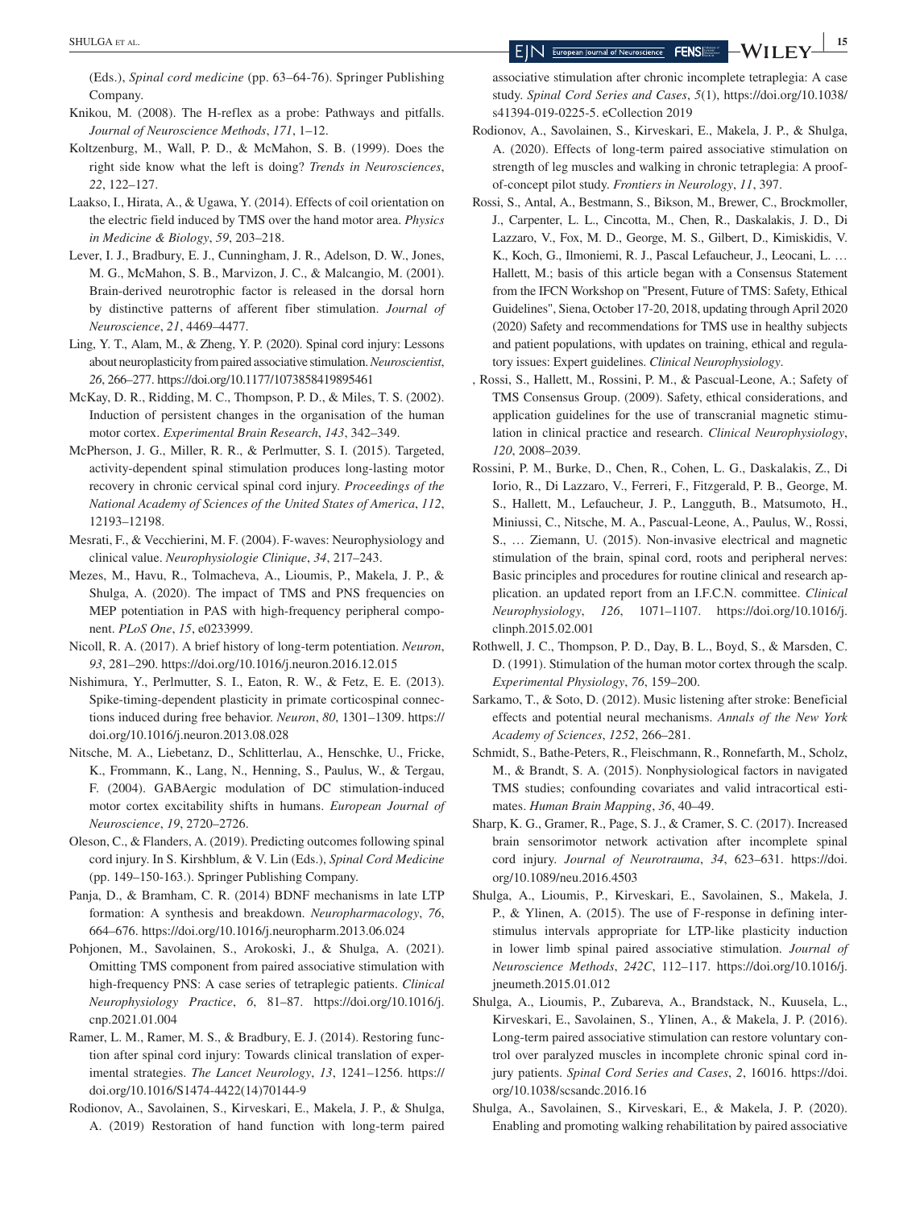(Eds.), *Spinal cord medicine* (pp. 63–64-76). Springer Publishing Company.

Knikou, M. (2008). The H-reflex as a probe: Pathways and pitfalls. *Journal of Neuroscience Methods*, *171*, 1–12.

Koltzenburg, M., Wall, P. D., & McMahon, S. B. (1999). Does the right side know what the left is doing? *Trends in Neurosciences*, *22*, 122–127.

Laakso, I., Hirata, A., & Ugawa, Y. (2014). Effects of coil orientation on the electric field induced by TMS over the hand motor area. *Physics in Medicine & Biology*, *59*, 203–218.

Lever, I. J., Bradbury, E. J., Cunningham, J. R., Adelson, D. W., Jones, M. G., McMahon, S. B., Marvizon, J. C., & Malcangio, M. (2001). Brain-derived neurotrophic factor is released in the dorsal horn by distinctive patterns of afferent fiber stimulation. *Journal of Neuroscience*, *21*, 4469–4477.

Ling, Y. T., Alam, M., & Zheng, Y. P. (2020). Spinal cord injury: Lessons about neuroplasticity from paired associative stimulation. *Neuroscientist*, *26*, 266–277. https://doi.org/10.1177/1073858419895461

McKay, D. R., Ridding, M. C., Thompson, P. D., & Miles, T. S. (2002). Induction of persistent changes in the organisation of the human motor cortex. *Experimental Brain Research*, *143*, 342–349.

McPherson, J. G., Miller, R. R., & Perlmutter, S. I. (2015). Targeted, activity-dependent spinal stimulation produces long-lasting motor recovery in chronic cervical spinal cord injury. *Proceedings of the National Academy of Sciences of the United States of America*, *112*, 12193–12198.

Mesrati, F., & Vecchierini, M. F. (2004). F-waves: Neurophysiology and clinical value. *Neurophysiologie Clinique*, *34*, 217–243.

Mezes, M., Havu, R., Tolmacheva, A., Lioumis, P., Makela, J. P., & Shulga, A. (2020). The impact of TMS and PNS frequencies on MEP potentiation in PAS with high-frequency peripheral component. *PLoS One*, *15*, e0233999.

Nicoll, R. A. (2017). A brief history of long-term potentiation. *Neuron*, *93*, 281–290. https://doi.org/10.1016/j.neuron.2016.12.015

Nishimura, Y., Perlmutter, S. I., Eaton, R. W., & Fetz, E. E. (2013). Spike-timing-dependent plasticity in primate corticospinal connections induced during free behavior. *Neuron*, *80*, 1301–1309. https://doi.org/10.1016/j.neuron.2013.08.028

Nitsche, M. A., Liebetanz, D., Schlitterlau, A., Henschke, U., Fricke, K., Frommann, K., Lang, N., Henning, S., Paulus, W., & Tergau, F. (2004). GABAergic modulation of DC stimulation-induced motor cortex excitability shifts in humans. *European Journal of Neuroscience*, *19*, 2720–2726.

Oleson, C., & Flanders, A. (2019). Predicting outcomes following spinal cord injury. In S. Kirshblum, & V. Lin (Eds.), *Spinal Cord Medicine* (pp. 149–150-163.). Springer Publishing Company.

Panja, D., & Bramham, C. R. (2014) BDNF mechanisms in late LTP formation: A synthesis and breakdown. *Neuropharmacology*, *76*, 664–676. https://doi.org/10.1016/j.neuropharm.2013.06.024

Pohjonen, M., Savolainen, S., Arokoski, J., & Shulga, A. (2021). Omitting TMS component from paired associative stimulation with high-frequency PNS: A case series of tetraplegic patients. *Clinical Neurophysiology Practice*, *6*, 81–87. https://doi.org/10.1016/j.cnp.2021.01.004

Ramer, L. M., Ramer, M. S., & Bradbury, E. J. (2014). Restoring function after spinal cord injury: Towards clinical translation of experimental strategies. *The Lancet Neurology*, *13*, 1241–1256. https://doi.org/10.1016/S1474-4422(14)70144-9

Rodionov, A., Savolainen, S., Kirveskari, E., Makela, J. P., & Shulga, A. (2019) Restoration of hand function with long-term paired associative stimulation after chronic incomplete tetraplegia: A case study. *Spinal Cord Series and Cases*, *5*(1), https://doi.org/10.1038/s41394-019-0225-5. eCollection 2019

Rodionov, A., Savolainen, S., Kirveskari, E., Makela, J. P., & Shulga, A. (2020). Effects of long-term paired associative stimulation on strength of leg muscles and walking in chronic tetraplegia: A proof-of-concept pilot study. *Frontiers in Neurology*, *11*, 397.

Rossi, S., Antal, A., Bestmann, S., Bikson, M., Brewer, C., Brockmoller, J., Carpenter, L. L., Cincotta, M., Chen, R., Daskalakis, J. D., Di Lazzaro, V., Fox, M. D., George, M. S., Gilbert, D., Kimiskidis, V. K., Koch, G., Ilmoniemi, R. J., Pascal Lefaucheur, J., Leocani, L. … Hallett, M.; basis of this article began with a Consensus Statement from the IFCN Workshop on "Present, Future of TMS: Safety, Ethical Guidelines", Siena, October 17-20, 2018, updating through April 2020 (2020) Safety and recommendations for TMS use in healthy subjects and patient populations, with updates on training, ethical and regulatory issues: Expert guidelines. *Clinical Neurophysiology*.

, Rossi, S., Hallett, M., Rossini, P. M., & Pascual-Leone, A.; Safety of TMS Consensus Group. (2009). Safety, ethical considerations, and application guidelines for the use of transcranial magnetic stimulation in clinical practice and research. *Clinical Neurophysiology*, *120*, 2008–2039.

Rossini, P. M., Burke, D., Chen, R., Cohen, L. G., Daskalakis, Z., Di Iorio, R., Di Lazzaro, V., Ferreri, F., Fitzgerald, P. B., George, M. S., Hallett, M., Lefaucheur, J. P., Langguth, B., Matsumoto, H., Miniussi, C., Nitsche, M. A., Pascual-Leone, A., Paulus, W., Rossi, S., … Ziemann, U. (2015). Non-invasive electrical and magnetic stimulation of the brain, spinal cord, roots and peripheral nerves: Basic principles and procedures for routine clinical and research application. an updated report from an I.F.C.N. committee. *Clinical Neurophysiology*, *126*, 1071–1107. https://doi.org/10.1016/j.clinph.2015.02.001

Rothwell, J. C., Thompson, P. D., Day, B. L., Boyd, S., & Marsden, C. D. (1991). Stimulation of the human motor cortex through the scalp. *Experimental Physiology*, *76*, 159–200.

Sarkamo, T., & Soto, D. (2012). Music listening after stroke: Beneficial effects and potential neural mechanisms. *Annals of the New York Academy of Sciences*, *1252*, 266–281.

Schmidt, S., Bathe-Peters, R., Fleischmann, R., Ronnefarth, M., Scholz, M., & Brandt, S. A. (2015). Nonphysiological factors in navigated TMS studies; confounding covariates and valid intracortical estimates. *Human Brain Mapping*, *36*, 40–49.

Sharp, K. G., Gramer, R., Page, S. J., & Cramer, S. C. (2017). Increased brain sensorimotor network activation after incomplete spinal cord injury. *Journal of Neurotrauma*, *34*, 623–631. https://doi.org/10.1089/neu.2016.4503

Shulga, A., Lioumis, P., Kirveskari, E., Savolainen, S., Makela, J. P., & Ylinen, A. (2015). The use of F-response in defining interstimulus intervals appropriate for LTP-like plasticity induction in lower limb spinal paired associative stimulation. *Journal of Neuroscience Methods*, *242C*, 112–117. https://doi.org/10.1016/j.jneumeth.2015.01.012

Shulga, A., Lioumis, P., Zubareva, A., Brandstack, N., Kuusela, L., Kirveskari, E., Savolainen, S., Ylinen, A., & Makela, J. P. (2016). Long-term paired associative stimulation can restore voluntary control over paralyzed muscles in incomplete chronic spinal cord injury patients. *Spinal Cord Series and Cases*, *2*, 16016. https://doi.org/10.1038/scsandc.2016.16

Shulga, A., Savolainen, S., Kirveskari, E., & Makela, J. P. (2020). Enabling and promoting walking rehabilitation by paired associative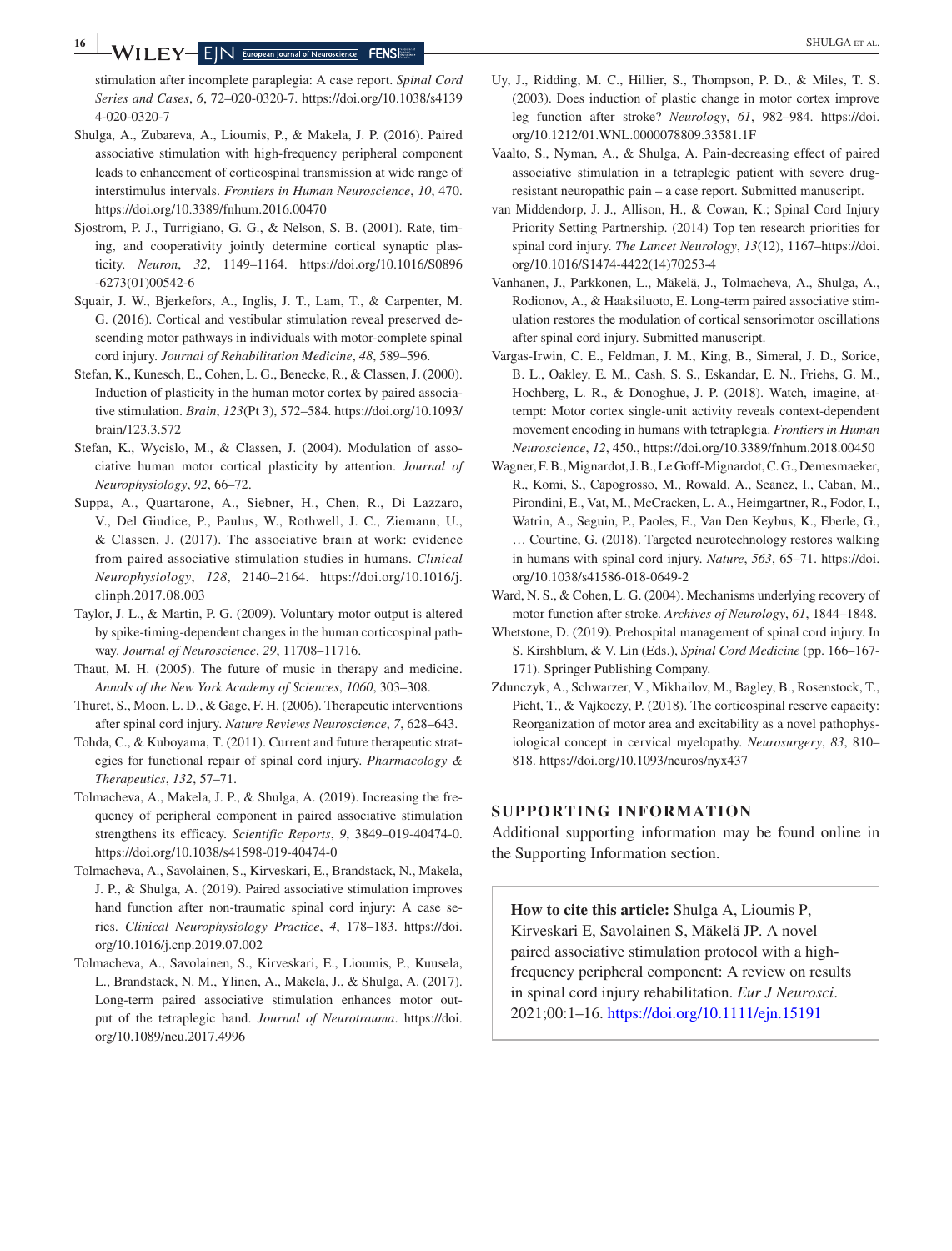stimulation after incomplete paraplegia: A case report. *Spinal Cord Series and Cases*, *6*, 72–020-0320-7. https://doi.org/10.1038/s41394-020-0320-7

Shulga, A., Zubareva, A., Lioumis, P., & Makela, J. P. (2016). Paired associative stimulation with high-frequency peripheral component leads to enhancement of corticospinal transmission at wide range of interstimulus intervals. *Frontiers in Human Neuroscience*, *10*, 470. https://doi.org/10.3389/fnhum.2016.00470

Sjostrom, P. J., Turrigiano, G. G., & Nelson, S. B. (2001). Rate, timing, and cooperativity jointly determine cortical synaptic plasticity. *Neuron*, *32*, 1149–1164. https://doi.org/10.1016/S0896-6273(01)00542-6

Squair, J. W., Bjerkefors, A., Inglis, J. T., Lam, T., & Carpenter, M. G. (2016). Cortical and vestibular stimulation reveal preserved descending motor pathways in individuals with motor-complete spinal cord injury. *Journal of Rehabilitation Medicine*, *48*, 589–596.

Stefan, K., Kunesch, E., Cohen, L. G., Benecke, R., & Classen, J. (2000). Induction of plasticity in the human motor cortex by paired associative stimulation. *Brain*, *123*(Pt 3), 572–584. https://doi.org/10.1093/brain/123.3.572

Stefan, K., Wycislo, M., & Classen, J. (2004). Modulation of associative human motor cortical plasticity by attention. *Journal of Neurophysiology*, *92*, 66–72.

Suppa, A., Quartarone, A., Siebner, H., Chen, R., Di Lazzaro, V., Del Giudice, P., Paulus, W., Rothwell, J. C., Ziemann, U., & Classen, J. (2017). The associative brain at work: evidence from paired associative stimulation studies in humans. *Clinical Neurophysiology*, *128*, 2140–2164. https://doi.org/10.1016/j.clinph.2017.08.003

Taylor, J. L., & Martin, P. G. (2009). Voluntary motor output is altered by spike-timing-dependent changes in the human corticospinal pathway. *Journal of Neuroscience*, *29*, 11708–11716.

Thaut, M. H. (2005). The future of music in therapy and medicine. *Annals of the New York Academy of Sciences*, *1060*, 303–308.

Thuret, S., Moon, L. D., & Gage, F. H. (2006). Therapeutic interventions after spinal cord injury. *Nature Reviews Neuroscience*, *7*, 628–643.

Tohda, C., & Kuboyama, T. (2011). Current and future therapeutic strategies for functional repair of spinal cord injury. *Pharmacology & Therapeutics*, *132*, 57–71.

Tolmacheva, A., Makela, J. P., & Shulga, A. (2019). Increasing the frequency of peripheral component in paired associative stimulation strengthens its efficacy. *Scientific Reports*, *9*, 3849–019-40474-0. https://doi.org/10.1038/s41598-019-40474-0

Tolmacheva, A., Savolainen, S., Kirveskari, E., Brandstack, N., Makela, J. P., & Shulga, A. (2019). Paired associative stimulation improves hand function after non-traumatic spinal cord injury: A case series. *Clinical Neurophysiology Practice*, *4*, 178–183. https://doi.org/10.1016/j.cnp.2019.07.002

Tolmacheva, A., Savolainen, S., Kirveskari, E., Lioumis, P., Kuusela, L., Brandstack, N. M., Ylinen, A., Makela, J., & Shulga, A. (2017). Long-term paired associative stimulation enhances motor output of the tetraplegic hand. *Journal of Neurotrauma*. https://doi.org/10.1089/neu.2017.4996

Uy, J., Ridding, M. C., Hillier, S., Thompson, P. D., & Miles, T. S. (2003). Does induction of plastic change in motor cortex improve leg function after stroke? *Neurology*, *61*, 982–984. https://doi.org/10.1212/01.WNL.0000078809.33581.1F

Vaalto, S., Nyman, A., & Shulga, A. Pain-decreasing effect of paired associative stimulation in a tetraplegic patient with severe drug-resistant neuropathic pain – a case report. Submitted manuscript.

van Middendorp, J. J., Allison, H., & Cowan, K.; Spinal Cord Injury Priority Setting Partnership. (2014) Top ten research priorities for spinal cord injury. *The Lancet Neurology*, *13*(12), 1167–https://doi.org/10.1016/S1474-4422(14)70253-4

Vanhanen, J., Parkkonen, L., Mäkelä, J., Tolmacheva, A., Shulga, A., Rodionov, A., & Haaksiluoto, E. Long-term paired associative stimulation restores the modulation of cortical sensorimotor oscillations after spinal cord injury. Submitted manuscript.

Vargas-Irwin, C. E., Feldman, J. M., King, B., Simeral, J. D., Sorice, B. L., Oakley, E. M., Cash, S. S., Eskandar, E. N., Friehs, G. M., Hochberg, L. R., & Donoghue, J. P. (2018). Watch, imagine, attempt: Motor cortex single-unit activity reveals context-dependent movement encoding in humans with tetraplegia. *Frontiers in Human Neuroscience*, *12*, 450., https://doi.org/10.3389/fnhum.2018.00450

Wagner, F. B., Mignardot, J. B., Le Goff-Mignardot, C. G., Demesmaeker, R., Komi, S., Capogrosso, M., Rowald, A., Seanez, I., Caban, M., Pirondini, E., Vat, M., McCracken, L. A., Heimgartner, R., Fodor, I., Watrin, A., Seguin, P., Paoles, E., Van Den Keybus, K., Eberle, G., … Courtine, G. (2018). Targeted neurotechnology restores walking in humans with spinal cord injury. *Nature*, *563*, 65–71. https://doi.org/10.1038/s41586-018-0649-2

Ward, N. S., & Cohen, L. G. (2004). Mechanisms underlying recovery of motor function after stroke. *Archives of Neurology*, *61*, 1844–1848.

Whetstone, D. (2019). Prehospital management of spinal cord injury. In S. Kirshblum, & V. Lin (Eds.), *Spinal Cord Medicine* (pp. 166–167-171). Springer Publishing Company.

Zdunczyk, A., Schwarzer, V., Mikhailov, M., Bagley, B., Rosenstock, T., Picht, T., & Vajkoczy, P. (2018). The corticospinal reserve capacity: Reorganization of motor area and excitability as a novel pathophysiological concept in cervical myelopathy. *Neurosurgery*, *83*, 810–818. https://doi.org/10.1093/neuros/nyx437

## SUPPORTING INFORMATION

Additional supporting information may be found online in the Supporting Information section.

**How to cite this article:** Shulga A, Lioumis P, Kirveskari E, Savolainen S, Mäkelä JP. A novel paired associative stimulation protocol with a high-frequency peripheral component: A review on results in spinal cord injury rehabilitation. *Eur J Neurosci*. 2021;00:1–16. https://doi.org/10.1111/ejn.15191